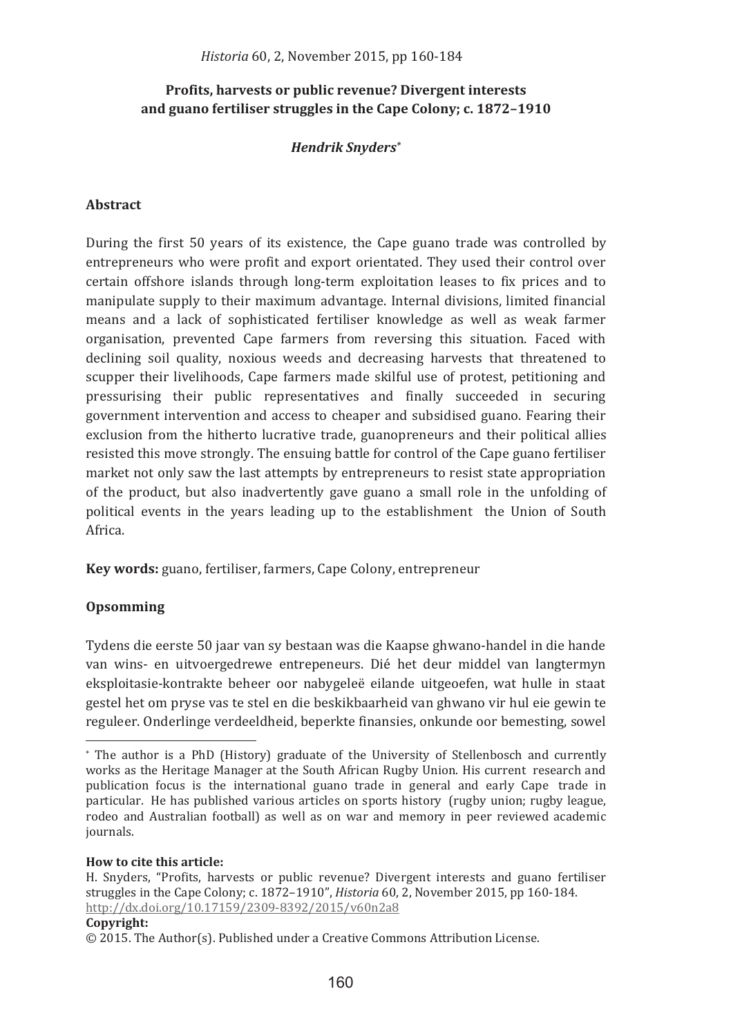# Profits, harvests or public revenue? Divergent interests and guano fertiliser struggles in the Cape Colony; c. 1872–1910

***Hendrik Snyders****

## Abstract

During the first 50 years of its existence, the Cape guano trade was controlled by entrepreneurs who were profit and export orientated. They used their control over certain offshore islands through long-term exploitation leases to fix prices and to manipulate supply to their maximum advantage. Internal divisions, limited financial means and a lack of sophisticated fertiliser knowledge as well as weak farmer organisation, prevented Cape farmers from reversing this situation. Faced with declining soil quality, noxious weeds and decreasing harvests that threatened to scupper their livelihoods, Cape farmers made skilful use of protest, petitioning and pressurising their public representatives and finally succeeded in securing government intervention and access to cheaper and subsidised guano. Fearing their exclusion from the hitherto lucrative trade, guanopreneurs and their political allies resisted this move strongly. The ensuing battle for control of the Cape guano fertiliser market not only saw the last attempts by entrepreneurs to resist state appropriation of the product, but also inadvertently gave guano a small role in the unfolding of political events in the years leading up to the establishment the Union of South Africa.

**Key words:** guano, fertiliser, farmers, Cape Colony, entrepreneur

## Opsomming

Tydens die eerste 50 jaar van sy bestaan was die Kaapse ghwano-handel in die hande van wins- en uitvoergedrewe entrepeneurs. Dié het deur middel van langtermyn eksploitasie-kontrakte beheer oor nabygeleë eilande uitgeoefen, wat hulle in staat gestel het om pryse vas te stel en die beskikbaarheid van ghwano vir hul eie gewin te reguleer. Onderlinge verdeeldheid, beperkte finansies, onkunde oor bemesting, sowel

---

* The author is a PhD (History) graduate of the University of Stellenbosch and currently works as the Heritage Manager at the South African Rugby Union. His current research and publication focus is the international guano trade in general and early Cape trade in particular. He has published various articles on sports history (rugby union; rugby league, rodeo and Australian football) as well as on war and memory in peer reviewed academic journals.

**How to cite this article:**

H. Snyders, "Profits, harvests or public revenue? Divergent interests and guano fertiliser struggles in the Cape Colony; c. 1872–1910", *Historia* 60, 2, November 2015, pp 160-184. http://dx.doi.org/10.17159/2309-8392/2015/v60n2a8

**Copyright:**

© 2015. The Author(s). Published under a Creative Commons Attribution License.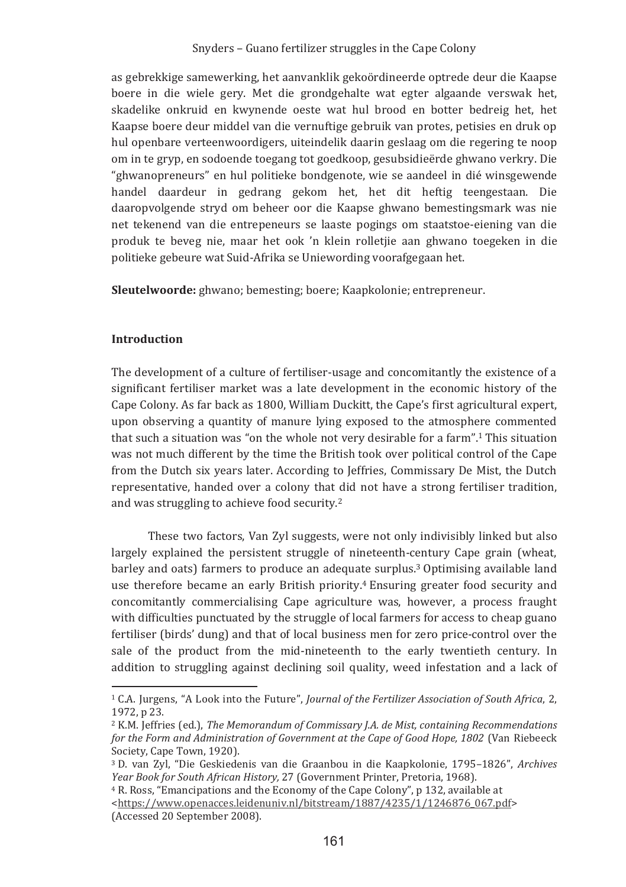as gebrekkige samewerking, het aanvanklik gekoördineerde optrede deur die Kaapse boere in die wiele gery. Met die grondgehalte wat egter algaande verswak het, skadelike onkruid en kwynende oeste wat hul brood en botter bedreig het, het Kaapse boere deur middel van die vernuftige gebruik van protes, petisies en druk op hul openbare verteenwoordigers, uiteindelik daarin geslaag om die regering te noop om in te gryp, en sodoende toegang tot goedkoop, gesubsidieërde ghwano verkry. Die "ghwanopreneurs" en hul politieke bondgenote, wie se aandeel in dié winsgewende handel daardeur in gedrang gekom het, het dit heftig teengestaan. Die daaropvolgende stryd om beheer oor die Kaapse ghwano bemestingsmark was nie net tekenend van die entrepeneurs se laaste pogings om staatstoe-eiening van die produk te beveg nie, maar het ook 'n klein rolletjie aan ghwano toegeken in die politieke gebeure wat Suid-Afrika se Uniewording voorafgegaan het.

**Sleutelwoorde:** ghwano; bemesting; boere; Kaapkolonie; entrepreneur.

## Introduction

The development of a culture of fertiliser-usage and concomitantly the existence of a significant fertiliser market was a late development in the economic history of the Cape Colony. As far back as 1800, William Duckitt, the Cape's first agricultural expert, upon observing a quantity of manure lying exposed to the atmosphere commented that such a situation was "on the whole not very desirable for a farm".[1] This situation was not much different by the time the British took over political control of the Cape from the Dutch six years later. According to Jeffries, Commissary De Mist, the Dutch representative, handed over a colony that did not have a strong fertiliser tradition, and was struggling to achieve food security.[2]

These two factors, Van Zyl suggests, were not only indivisibly linked but also largely explained the persistent struggle of nineteenth-century Cape grain (wheat, barley and oats) farmers to produce an adequate surplus.[3] Optimising available land use therefore became an early British priority.[4] Ensuring greater food security and concomitantly commercialising Cape agriculture was, however, a process fraught with difficulties punctuated by the struggle of local farmers for access to cheap guano fertiliser (birds' dung) and that of local business men for zero price-control over the sale of the product from the mid-nineteenth to the early twentieth century. In addition to struggling against declining soil quality, weed infestation and a lack of

---

[1] C.A. Jurgens, "A Look into the Future", *Journal of the Fertilizer Association of South Africa*, 2, 1972, p 23.

[2] K.M. Jeffries (ed.), *The Memorandum of Commissary J.A. de Mist, containing Recommendations for the Form and Administration of Government at the Cape of Good Hope, 1802* (Van Riebeeck Society, Cape Town, 1920).

[3] D. van Zyl, "Die Geskiedenis van die Graanbou in die Kaapkolonie, 1795–1826", *Archives Year Book for South African History,* 27 (Government Printer, Pretoria, 1968).

[4] R. Ross, "Emancipations and the Economy of the Cape Colony", p 132, available at <https://www.openacces.leidenuniv.nl/bitstream/1887/4235/1/1246876_067.pdf> (Accessed 20 September 2008).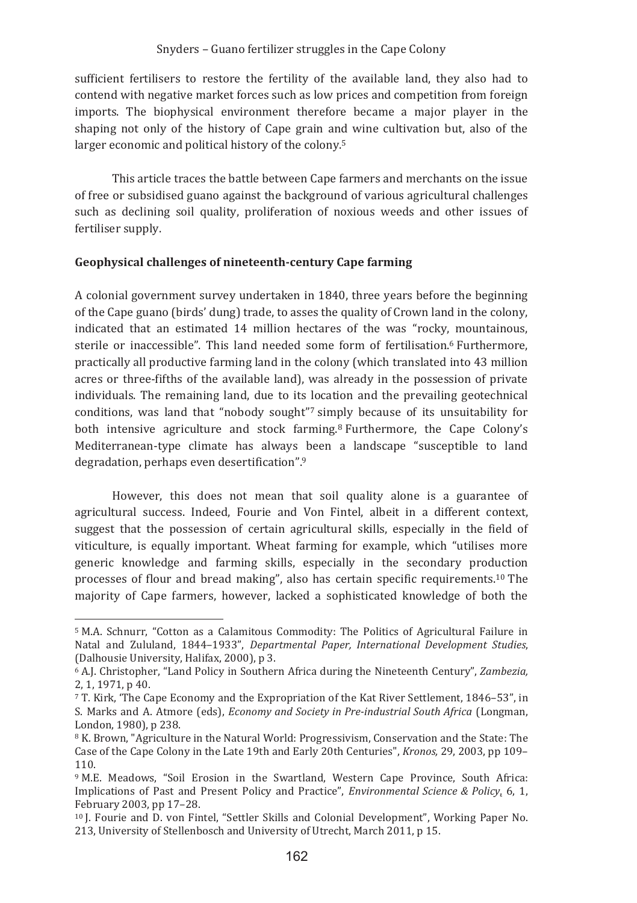sufficient fertilisers to restore the fertility of the available land, they also had to contend with negative market forces such as low prices and competition from foreign imports. The biophysical environment therefore became a major player in the shaping not only of the history of Cape grain and wine cultivation but, also of the larger economic and political history of the colony.[5]

This article traces the battle between Cape farmers and merchants on the issue of free or subsidised guano against the background of various agricultural challenges such as declining soil quality, proliferation of noxious weeds and other issues of fertiliser supply.

## Geophysical challenges of nineteenth-century Cape farming

A colonial government survey undertaken in 1840, three years before the beginning of the Cape guano (birds' dung) trade, to asses the quality of Crown land in the colony, indicated that an estimated 14 million hectares of the was "rocky, mountainous, sterile or inaccessible". This land needed some form of fertilisation.[6] Furthermore, practically all productive farming land in the colony (which translated into 43 million acres or three-fifths of the available land), was already in the possession of private individuals. The remaining land, due to its location and the prevailing geotechnical conditions, was land that "nobody sought"[7] simply because of its unsuitability for both intensive agriculture and stock farming.[8] Furthermore, the Cape Colony's Mediterranean-type climate has always been a landscape "susceptible to land degradation, perhaps even desertification".[9]

However, this does not mean that soil quality alone is a guarantee of agricultural success. Indeed, Fourie and Von Fintel, albeit in a different context, suggest that the possession of certain agricultural skills, especially in the field of viticulture, is equally important. Wheat farming for example, which "utilises more generic knowledge and farming skills, especially in the secondary production processes of flour and bread making", also has certain specific requirements.[10] The majority of Cape farmers, however, lacked a sophisticated knowledge of both the

---

[5] M.A. Schnurr, "Cotton as a Calamitous Commodity: The Politics of Agricultural Failure in Natal and Zululand, 1844–1933", *Departmental Paper, International Development Studies*, (Dalhousie University, Halifax, 2000), p 3.

[6] A.J. Christopher, "Land Policy in Southern Africa during the Nineteenth Century", *Zambezia,* 2, 1, 1971, p 40.

[7] T. Kirk, 'The Cape Economy and the Expropriation of the Kat River Settlement, 1846–53", in S. Marks and A. Atmore (eds), *Economy and Society in Pre-industrial South Africa* (Longman, London, 1980), p 238.

[8] K. Brown, "Agriculture in the Natural World: Progressivism, Conservation and the State: The Case of the Cape Colony in the Late 19th and Early 20th Centuries", *Kronos,* 29, 2003, pp 109–110.

[9] M.E. Meadows, "Soil Erosion in the Swartland, Western Cape Province, South Africa: Implications of Past and Present Policy and Practice", *Environmental Science & Policy*, 6, 1, February 2003, pp 17–28.

[10] J. Fourie and D. von Fintel, "Settler Skills and Colonial Development", Working Paper No. 213, University of Stellenbosch and University of Utrecht, March 2011, p 15.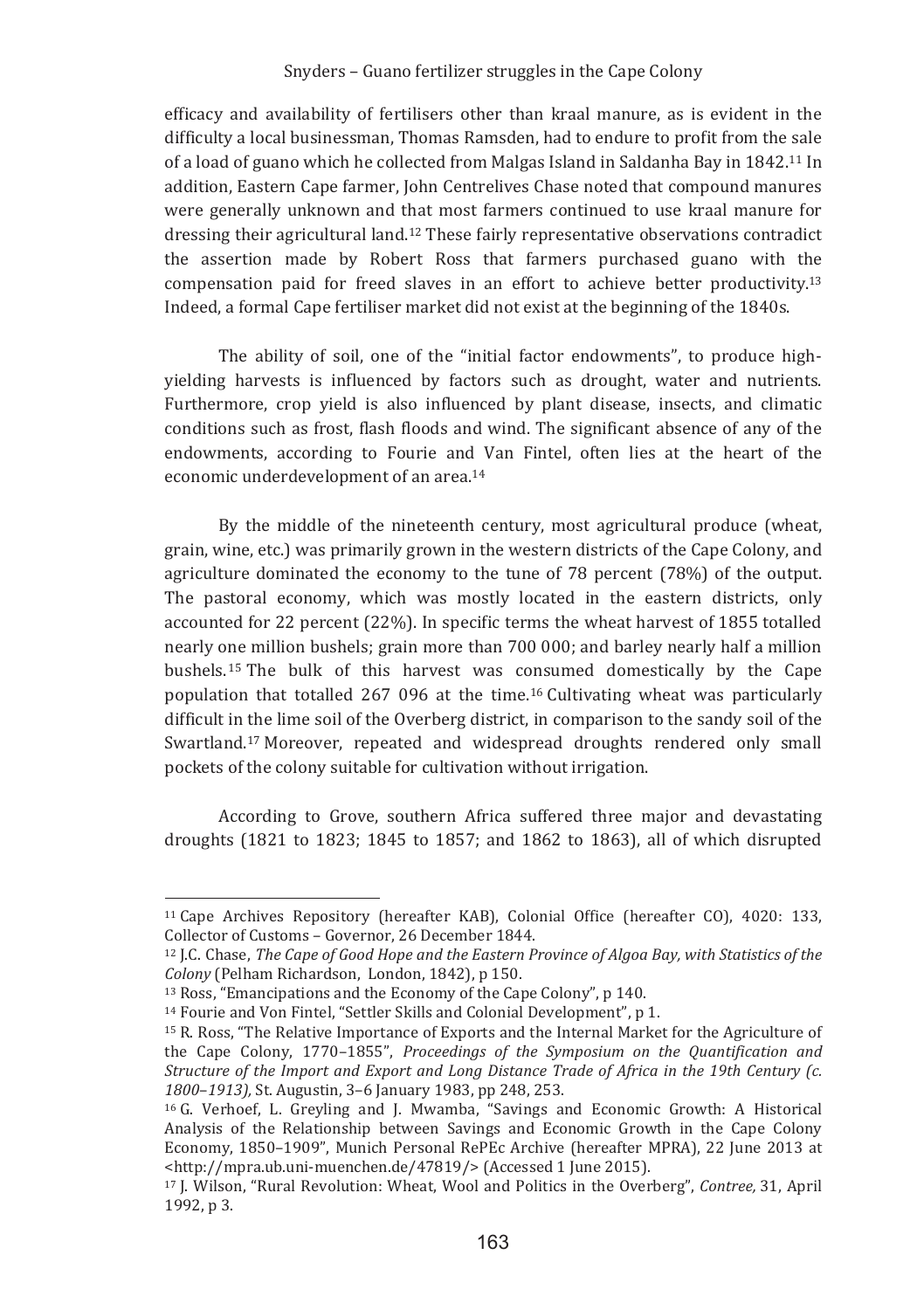efficacy and availability of fertilisers other than kraal manure, as is evident in the difficulty a local businessman, Thomas Ramsden, had to endure to profit from the sale of a load of guano which he collected from Malgas Island in Saldanha Bay in 1842.[11] In addition, Eastern Cape farmer, John Centrelives Chase noted that compound manures were generally unknown and that most farmers continued to use kraal manure for dressing their agricultural land.[12] These fairly representative observations contradict the assertion made by Robert Ross that farmers purchased guano with the compensation paid for freed slaves in an effort to achieve better productivity.[13] Indeed, a formal Cape fertiliser market did not exist at the beginning of the 1840s.

The ability of soil, one of the "initial factor endowments", to produce high-yielding harvests is influenced by factors such as drought, water and nutrients. Furthermore, crop yield is also influenced by plant disease, insects, and climatic conditions such as frost, flash floods and wind. The significant absence of any of the endowments, according to Fourie and Van Fintel, often lies at the heart of the economic underdevelopment of an area.[14]

By the middle of the nineteenth century, most agricultural produce (wheat, grain, wine, etc.) was primarily grown in the western districts of the Cape Colony, and agriculture dominated the economy to the tune of 78 percent (78%) of the output. The pastoral economy, which was mostly located in the eastern districts, only accounted for 22 percent (22%). In specific terms the wheat harvest of 1855 totalled nearly one million bushels; grain more than 700 000; and barley nearly half a million bushels.[15] The bulk of this harvest was consumed domestically by the Cape population that totalled 267 096 at the time.[16] Cultivating wheat was particularly difficult in the lime soil of the Overberg district, in comparison to the sandy soil of the Swartland.[17] Moreover, repeated and widespread droughts rendered only small pockets of the colony suitable for cultivation without irrigation.

According to Grove, southern Africa suffered three major and devastating droughts (1821 to 1823; 1845 to 1857; and 1862 to 1863), all of which disrupted

---

[11] Cape Archives Repository (hereafter KAB), Colonial Office (hereafter CO), 4020: 133, Collector of Customs – Governor, 26 December 1844.

[12] J.C. Chase, *The Cape of Good Hope and the Eastern Province of Algoa Bay, with Statistics of the Colony* (Pelham Richardson, London, 1842), p 150.

[13] Ross, "Emancipations and the Economy of the Cape Colony", p 140.

[14] Fourie and Von Fintel, "Settler Skills and Colonial Development", p 1.

[15] R. Ross, "The Relative Importance of Exports and the Internal Market for the Agriculture of the Cape Colony, 1770–1855", *Proceedings of the Symposium on the Quantification and Structure of the Import and Export and Long Distance Trade of Africa in the 19th Century (c. 1800–1913),* St. Augustin, 3–6 January 1983, pp 248, 253.

[16] G. Verhoef, L. Greyling and J. Mwamba, "Savings and Economic Growth: A Historical Analysis of the Relationship between Savings and Economic Growth in the Cape Colony Economy, 1850–1909", Munich Personal RePEc Archive (hereafter MPRA), 22 June 2013 at <http://mpra.ub.uni-muenchen.de/47819/> (Accessed 1 June 2015).

[17] J. Wilson, "Rural Revolution: Wheat, Wool and Politics in the Overberg", *Contree,* 31, April 1992, p 3.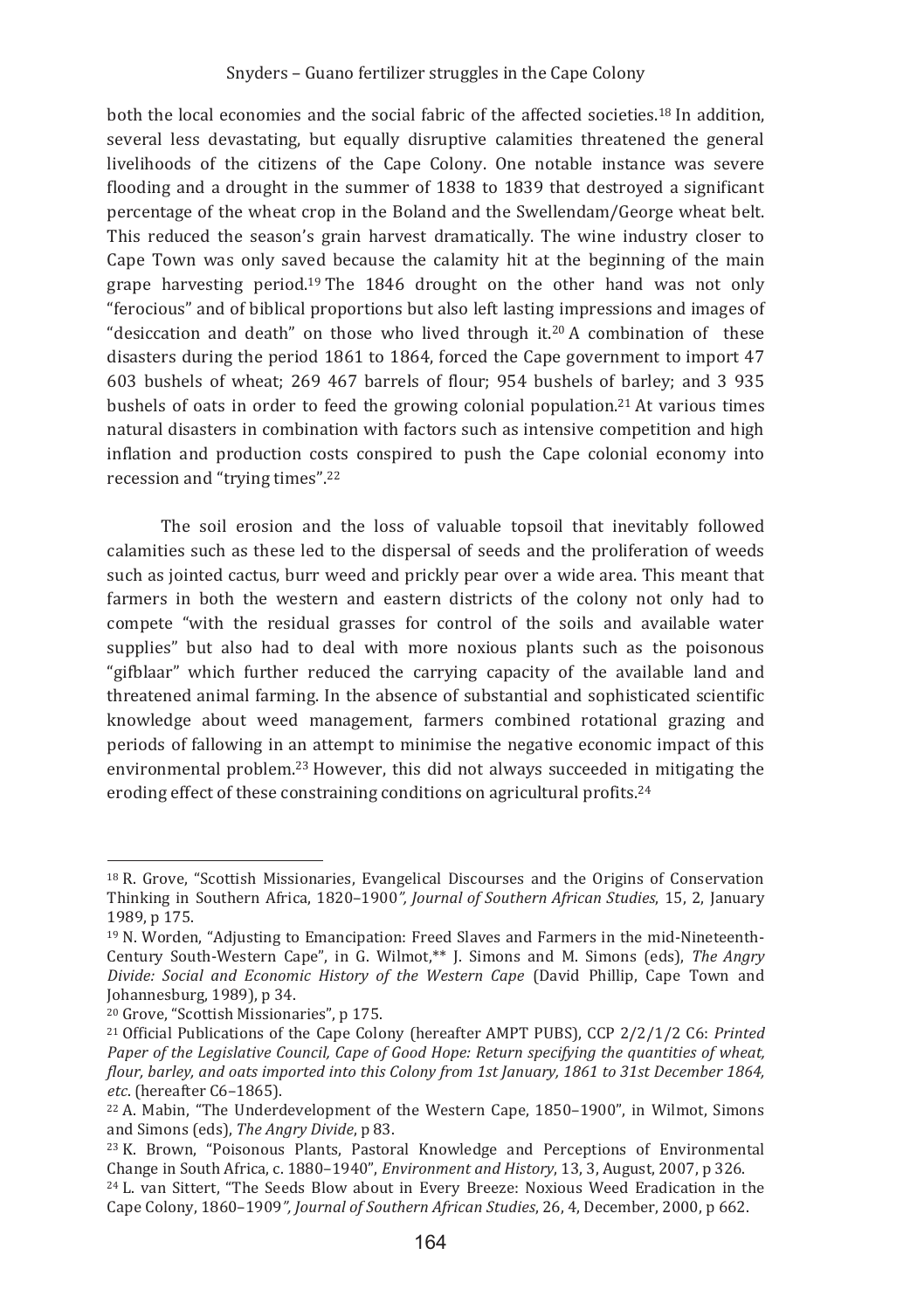both the local economies and the social fabric of the affected societies.[18] In addition, several less devastating, but equally disruptive calamities threatened the general livelihoods of the citizens of the Cape Colony. One notable instance was severe flooding and a drought in the summer of 1838 to 1839 that destroyed a significant percentage of the wheat crop in the Boland and the Swellendam/George wheat belt. This reduced the season's grain harvest dramatically. The wine industry closer to Cape Town was only saved because the calamity hit at the beginning of the main grape harvesting period.[19] The 1846 drought on the other hand was not only "ferocious" and of biblical proportions but also left lasting impressions and images of "desiccation and death" on those who lived through it.[20] A combination of these disasters during the period 1861 to 1864, forced the Cape government to import 47 603 bushels of wheat; 269 467 barrels of flour; 954 bushels of barley; and 3 935 bushels of oats in order to feed the growing colonial population.[21] At various times natural disasters in combination with factors such as intensive competition and high inflation and production costs conspired to push the Cape colonial economy into recession and "trying times".[22]

The soil erosion and the loss of valuable topsoil that inevitably followed calamities such as these led to the dispersal of seeds and the proliferation of weeds such as jointed cactus, burr weed and prickly pear over a wide area. This meant that farmers in both the western and eastern districts of the colony not only had to compete "with the residual grasses for control of the soils and available water supplies" but also had to deal with more noxious plants such as the poisonous "gifblaar" which further reduced the carrying capacity of the available land and threatened animal farming. In the absence of substantial and sophisticated scientific knowledge about weed management, farmers combined rotational grazing and periods of fallowing in an attempt to minimise the negative economic impact of this environmental problem.[23] However, this did not always succeeded in mitigating the eroding effect of these constraining conditions on agricultural profits.[24]

---

[18] R. Grove, "Scottish Missionaries, Evangelical Discourses and the Origins of Conservation Thinking in Southern Africa, 1820–1900*", Journal of Southern African Studies*, 15, 2, January 1989, p 175.

[19] N. Worden, "Adjusting to Emancipation: Freed Slaves and Farmers in the mid-Nineteenth-Century South-Western Cape", in G. Wilmot,** J. Simons and M. Simons (eds), *The Angry Divide: Social and Economic History of the Western Cape* (David Phillip, Cape Town and Johannesburg, 1989), p 34.

[20] Grove, "Scottish Missionaries", p 175.

[21] Official Publications of the Cape Colony (hereafter AMPT PUBS), CCP 2/2/1/2 C6: *Printed Paper of the Legislative Council, Cape of Good Hope: Return specifying the quantities of wheat, flour, barley, and oats imported into this Colony from 1st January, 1861 to 31st December 1864, etc*. (hereafter C6–1865).

[22] A. Mabin, "The Underdevelopment of the Western Cape, 1850–1900", in Wilmot, Simons and Simons (eds), *The Angry Divide*, p 83.

[23] K. Brown, "Poisonous Plants, Pastoral Knowledge and Perceptions of Environmental Change in South Africa, c. 1880–1940", *Environment and History*, 13, 3, August, 2007, p 326.

[24] L. van Sittert, "The Seeds Blow about in Every Breeze: Noxious Weed Eradication in the Cape Colony, 1860–1909*", Journal of Southern African Studies*, 26, 4, December, 2000, p 662.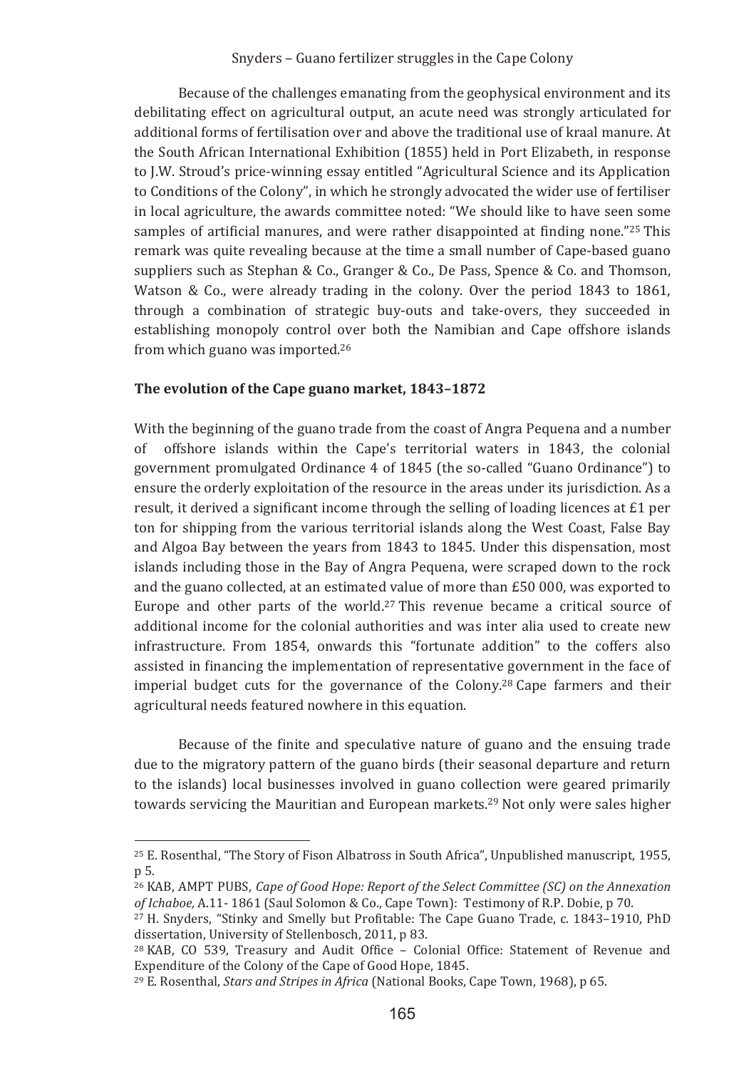Because of the challenges emanating from the geophysical environment and its debilitating effect on agricultural output, an acute need was strongly articulated for additional forms of fertilisation over and above the traditional use of kraal manure. At the South African International Exhibition (1855) held in Port Elizabeth, in response to J.W. Stroud's price-winning essay entitled "Agricultural Science and its Application to Conditions of the Colony", in which he strongly advocated the wider use of fertiliser in local agriculture, the awards committee noted: "We should like to have seen some samples of artificial manures, and were rather disappointed at finding none."[25] This remark was quite revealing because at the time a small number of Cape-based guano suppliers such as Stephan & Co., Granger & Co., De Pass, Spence & Co. and Thomson, Watson & Co., were already trading in the colony. Over the period 1843 to 1861, through a combination of strategic buy-outs and take-overs, they succeeded in establishing monopoly control over both the Namibian and Cape offshore islands from which guano was imported.[26]

**The evolution of the Cape guano market, 1843–1872**

With the beginning of the guano trade from the coast of Angra Pequena and a number of offshore islands within the Cape's territorial waters in 1843, the colonial government promulgated Ordinance 4 of 1845 (the so-called "Guano Ordinance") to ensure the orderly exploitation of the resource in the areas under its jurisdiction. As a result, it derived a significant income through the selling of loading licences at £1 per ton for shipping from the various territorial islands along the West Coast, False Bay and Algoa Bay between the years from 1843 to 1845. Under this dispensation, most islands including those in the Bay of Angra Pequena, were scraped down to the rock and the guano collected, at an estimated value of more than £50 000, was exported to Europe and other parts of the world.[27] This revenue became a critical source of additional income for the colonial authorities and was inter alia used to create new infrastructure. From 1854, onwards this "fortunate addition" to the coffers also assisted in financing the implementation of representative government in the face of imperial budget cuts for the governance of the Colony.[28] Cape farmers and their agricultural needs featured nowhere in this equation.

Because of the finite and speculative nature of guano and the ensuing trade due to the migratory pattern of the guano birds (their seasonal departure and return to the islands) local businesses involved in guano collection were geared primarily towards servicing the Mauritian and European markets.[29] Not only were sales higher

---

[25] E. Rosenthal, "The Story of Fison Albatross in South Africa", Unpublished manuscript, 1955, p 5.

[26] KAB, AMPT PUBS, *Cape of Good Hope: Report of the Select Committee (SC) on the Annexation of Ichaboe,* A.11- 1861 (Saul Solomon & Co., Cape Town): Testimony of R.P. Dobie, p 70.

[27] H. Snyders, "Stinky and Smelly but Profitable: The Cape Guano Trade, c. 1843–1910, PhD dissertation, University of Stellenbosch, 2011, p 83.

[28] KAB, CO 539, Treasury and Audit Office – Colonial Office: Statement of Revenue and Expenditure of the Colony of the Cape of Good Hope, 1845.

[29] E. Rosenthal, *Stars and Stripes in Africa* (National Books, Cape Town, 1968), p 65.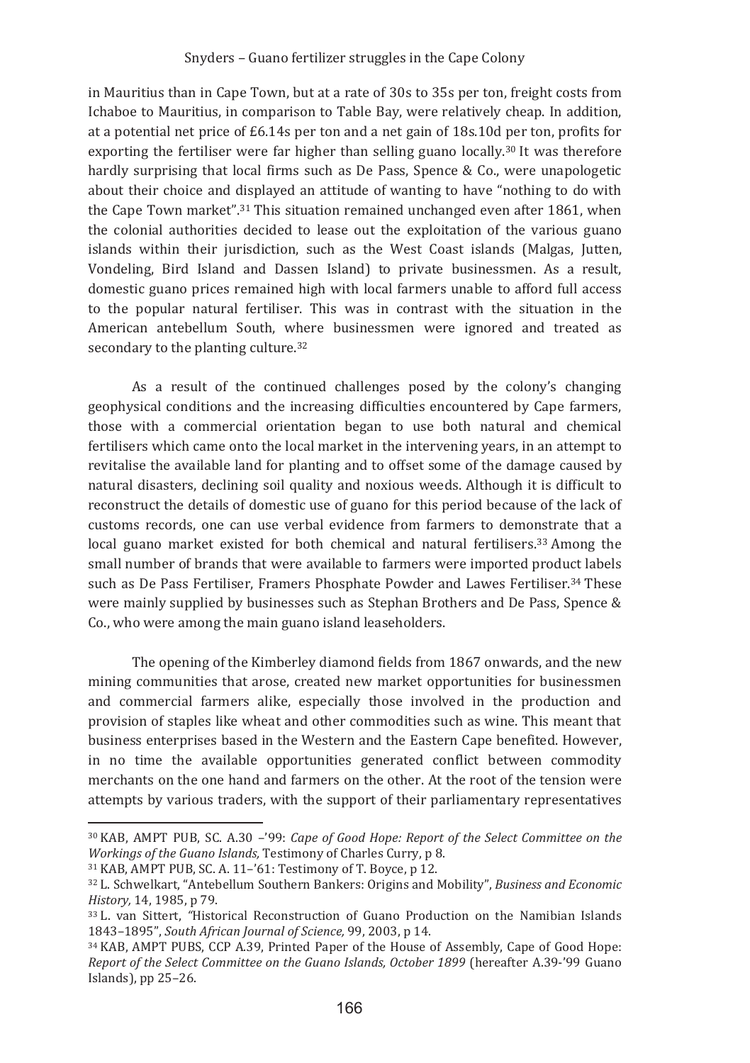in Mauritius than in Cape Town, but at a rate of 30s to 35s per ton, freight costs from Ichaboe to Mauritius, in comparison to Table Bay, were relatively cheap. In addition, at a potential net price of £6.14s per ton and a net gain of 18s.10d per ton, profits for exporting the fertiliser were far higher than selling guano locally.[30] It was therefore hardly surprising that local firms such as De Pass, Spence & Co., were unapologetic about their choice and displayed an attitude of wanting to have "nothing to do with the Cape Town market".[31] This situation remained unchanged even after 1861, when the colonial authorities decided to lease out the exploitation of the various guano islands within their jurisdiction, such as the West Coast islands (Malgas, Jutten, Vondeling, Bird Island and Dassen Island) to private businessmen. As a result, domestic guano prices remained high with local farmers unable to afford full access to the popular natural fertiliser. This was in contrast with the situation in the American antebellum South, where businessmen were ignored and treated as secondary to the planting culture.[32]

As a result of the continued challenges posed by the colony's changing geophysical conditions and the increasing difficulties encountered by Cape farmers, those with a commercial orientation began to use both natural and chemical fertilisers which came onto the local market in the intervening years, in an attempt to revitalise the available land for planting and to offset some of the damage caused by natural disasters, declining soil quality and noxious weeds. Although it is difficult to reconstruct the details of domestic use of guano for this period because of the lack of customs records, one can use verbal evidence from farmers to demonstrate that a local guano market existed for both chemical and natural fertilisers.[33] Among the small number of brands that were available to farmers were imported product labels such as De Pass Fertiliser, Framers Phosphate Powder and Lawes Fertiliser.[34] These were mainly supplied by businesses such as Stephan Brothers and De Pass, Spence & Co., who were among the main guano island leaseholders.

The opening of the Kimberley diamond fields from 1867 onwards, and the new mining communities that arose, created new market opportunities for businessmen and commercial farmers alike, especially those involved in the production and provision of staples like wheat and other commodities such as wine. This meant that business enterprises based in the Western and the Eastern Cape benefited. However, in no time the available opportunities generated conflict between commodity merchants on the one hand and farmers on the other. At the root of the tension were attempts by various traders, with the support of their parliamentary representatives

---

[30] KAB, AMPT PUB, SC. A.30 –'99: *Cape of Good Hope: Report of the Select Committee on the Workings of the Guano Islands,* Testimony of Charles Curry, p 8.

[31] KAB, AMPT PUB, SC. A. 11–'61: Testimony of T. Boyce, p 12.

[32] L. Schwelkart, "Antebellum Southern Bankers: Origins and Mobility", *Business and Economic History,* 14, 1985, p 79.

[33] L. van Sittert, "Historical Reconstruction of Guano Production on the Namibian Islands 1843–1895", *South African Journal of Science,* 99, 2003, p 14.

[34] KAB, AMPT PUBS, CCP A.39, Printed Paper of the House of Assembly, Cape of Good Hope: *Report of the Select Committee on the Guano Islands, October 1899* (hereafter A.39-'99 Guano Islands), pp 25–26.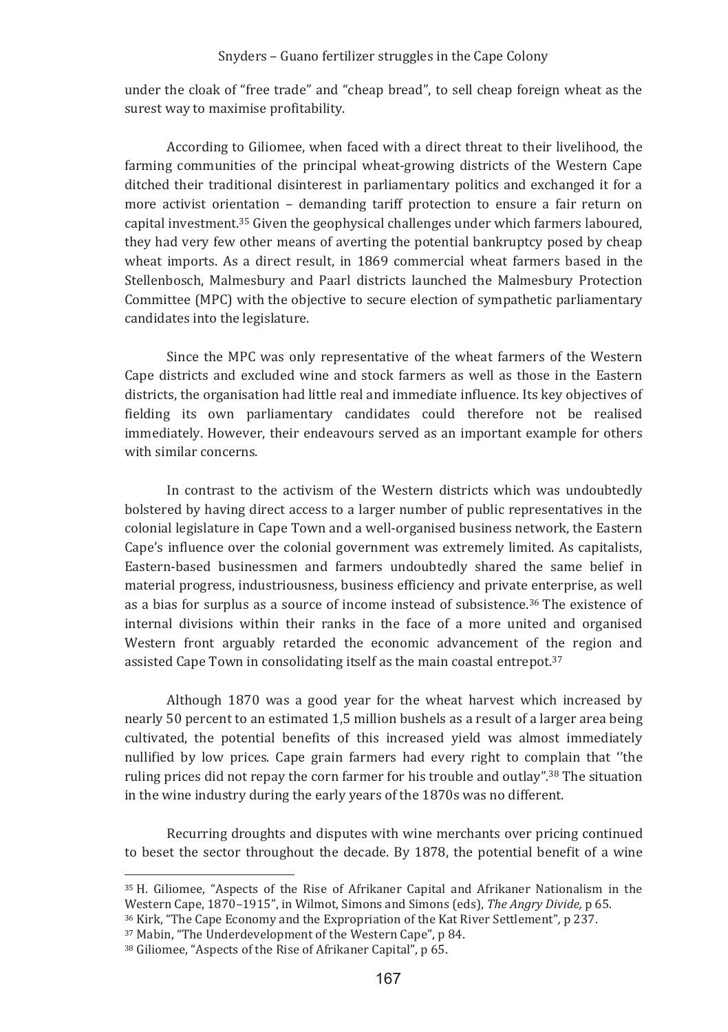under the cloak of "free trade" and "cheap bread", to sell cheap foreign wheat as the surest way to maximise profitability.

According to Giliomee, when faced with a direct threat to their livelihood, the farming communities of the principal wheat-growing districts of the Western Cape ditched their traditional disinterest in parliamentary politics and exchanged it for a more activist orientation – demanding tariff protection to ensure a fair return on capital investment.[35] Given the geophysical challenges under which farmers laboured, they had very few other means of averting the potential bankruptcy posed by cheap wheat imports. As a direct result, in 1869 commercial wheat farmers based in the Stellenbosch, Malmesbury and Paarl districts launched the Malmesbury Protection Committee (MPC) with the objective to secure election of sympathetic parliamentary candidates into the legislature.

Since the MPC was only representative of the wheat farmers of the Western Cape districts and excluded wine and stock farmers as well as those in the Eastern districts, the organisation had little real and immediate influence. Its key objectives of fielding its own parliamentary candidates could therefore not be realised immediately. However, their endeavours served as an important example for others with similar concerns.

In contrast to the activism of the Western districts which was undoubtedly bolstered by having direct access to a larger number of public representatives in the colonial legislature in Cape Town and a well-organised business network, the Eastern Cape's influence over the colonial government was extremely limited. As capitalists, Eastern-based businessmen and farmers undoubtedly shared the same belief in material progress, industriousness, business efficiency and private enterprise, as well as a bias for surplus as a source of income instead of subsistence.[36] The existence of internal divisions within their ranks in the face of a more united and organised Western front arguably retarded the economic advancement of the region and assisted Cape Town in consolidating itself as the main coastal entrepot.[37]

Although 1870 was a good year for the wheat harvest which increased by nearly 50 percent to an estimated 1,5 million bushels as a result of a larger area being cultivated, the potential benefits of this increased yield was almost immediately nullified by low prices. Cape grain farmers had every right to complain that ''the ruling prices did not repay the corn farmer for his trouble and outlay".[38] The situation in the wine industry during the early years of the 1870s was no different.

Recurring droughts and disputes with wine merchants over pricing continued to beset the sector throughout the decade. By 1878, the potential benefit of a wine

---

[35] H. Giliomee, "Aspects of the Rise of Afrikaner Capital and Afrikaner Nationalism in the Western Cape, 1870–1915", in Wilmot, Simons and Simons (eds), *The Angry Divide,* p 65.

[36] Kirk, "The Cape Economy and the Expropriation of the Kat River Settlement", p 237.

[37] Mabin, "The Underdevelopment of the Western Cape", p 84.

[38] Giliomee, "Aspects of the Rise of Afrikaner Capital", p 65.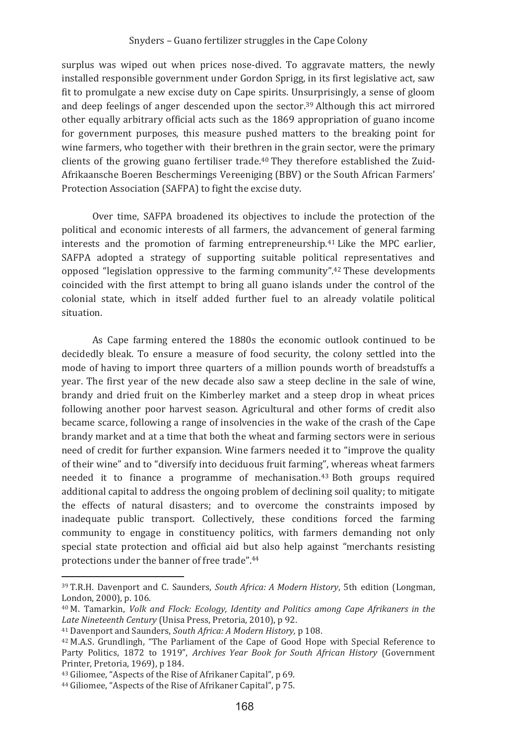surplus was wiped out when prices nose-dived. To aggravate matters, the newly installed responsible government under Gordon Sprigg, in its first legislative act, saw fit to promulgate a new excise duty on Cape spirits. Unsurprisingly, a sense of gloom and deep feelings of anger descended upon the sector.[39] Although this act mirrored other equally arbitrary official acts such as the 1869 appropriation of guano income for government purposes, this measure pushed matters to the breaking point for wine farmers, who together with their brethren in the grain sector, were the primary clients of the growing guano fertiliser trade.[40] They therefore established the Zuid-Afrikaansche Boeren Beschermings Vereeniging (BBV) or the South African Farmers' Protection Association (SAFPA) to fight the excise duty.

Over time, SAFPA broadened its objectives to include the protection of the political and economic interests of all farmers, the advancement of general farming interests and the promotion of farming entrepreneurship.[41] Like the MPC earlier, SAFPA adopted a strategy of supporting suitable political representatives and opposed "legislation oppressive to the farming community".[42] These developments coincided with the first attempt to bring all guano islands under the control of the colonial state, which in itself added further fuel to an already volatile political situation.

As Cape farming entered the 1880s the economic outlook continued to be decidedly bleak. To ensure a measure of food security, the colony settled into the mode of having to import three quarters of a million pounds worth of breadstuffs a year. The first year of the new decade also saw a steep decline in the sale of wine, brandy and dried fruit on the Kimberley market and a steep drop in wheat prices following another poor harvest season. Agricultural and other forms of credit also became scarce, following a range of insolvencies in the wake of the crash of the Cape brandy market and at a time that both the wheat and farming sectors were in serious need of credit for further expansion. Wine farmers needed it to "improve the quality of their wine" and to "diversify into deciduous fruit farming", whereas wheat farmers needed it to finance a programme of mechanisation.[43] Both groups required additional capital to address the ongoing problem of declining soil quality; to mitigate the effects of natural disasters; and to overcome the constraints imposed by inadequate public transport. Collectively, these conditions forced the farming community to engage in constituency politics, with farmers demanding not only special state protection and official aid but also help against "merchants resisting protections under the banner of free trade".[44]

---

[39] T.R.H. Davenport and C. Saunders, *South Africa: A Modern History*, 5th edition (Longman, London, 2000), p. 106.

[40] M. Tamarkin, *Volk and Flock: Ecology, Identity and Politics among Cape Afrikaners in the Late Nineteenth Century* (Unisa Press, Pretoria, 2010), p 92.

[41] Davenport and Saunders, *South Africa: A Modern History,* p 108.

[42] M.A.S. Grundlingh, "The Parliament of the Cape of Good Hope with Special Reference to Party Politics, 1872 to 1919", *Archives Year Book for South African History* (Government Printer, Pretoria, 1969), p 184.

[43] Giliomee, "Aspects of the Rise of Afrikaner Capital", p 69.

[44] Giliomee, "Aspects of the Rise of Afrikaner Capital", p 75.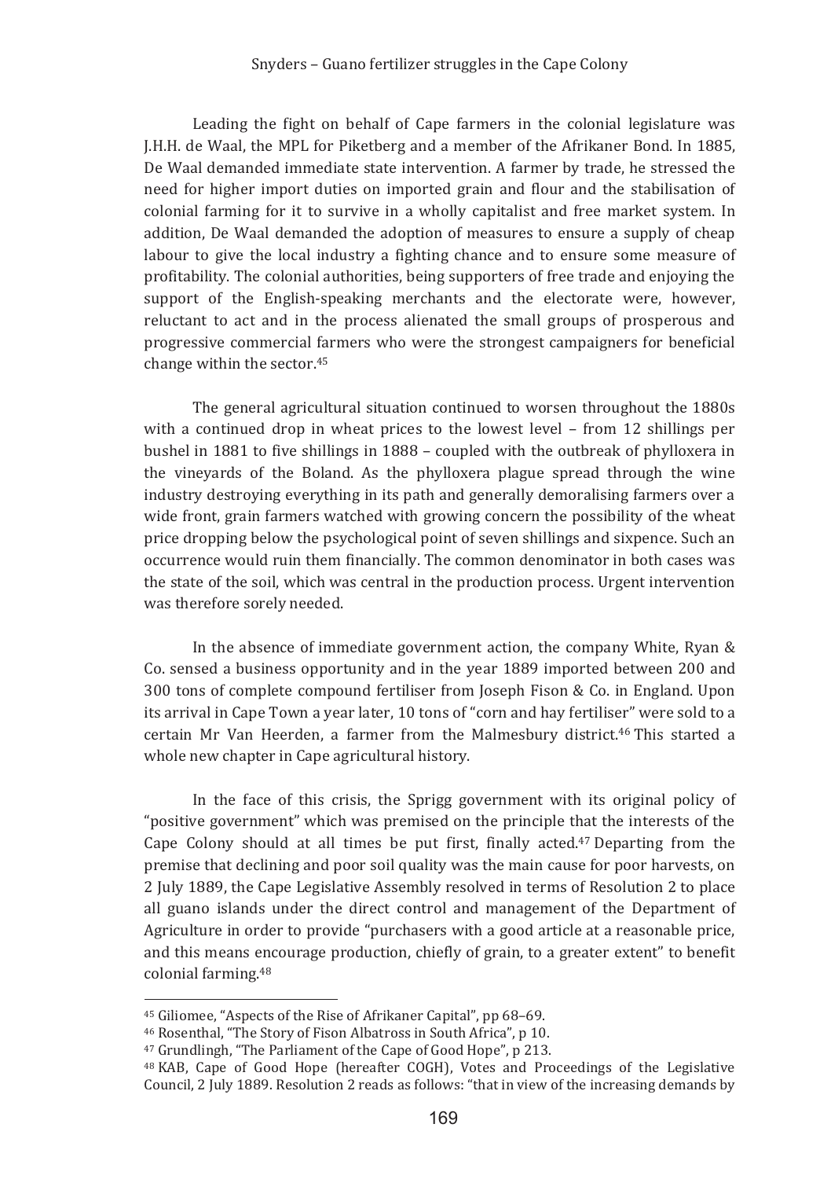Leading the fight on behalf of Cape farmers in the colonial legislature was J.H.H. de Waal, the MPL for Piketberg and a member of the Afrikaner Bond. In 1885, De Waal demanded immediate state intervention. A farmer by trade, he stressed the need for higher import duties on imported grain and flour and the stabilisation of colonial farming for it to survive in a wholly capitalist and free market system. In addition, De Waal demanded the adoption of measures to ensure a supply of cheap labour to give the local industry a fighting chance and to ensure some measure of profitability. The colonial authorities, being supporters of free trade and enjoying the support of the English-speaking merchants and the electorate were, however, reluctant to act and in the process alienated the small groups of prosperous and progressive commercial farmers who were the strongest campaigners for beneficial change within the sector.[45]

The general agricultural situation continued to worsen throughout the 1880s with a continued drop in wheat prices to the lowest level – from 12 shillings per bushel in 1881 to five shillings in 1888 – coupled with the outbreak of phylloxera in the vineyards of the Boland. As the phylloxera plague spread through the wine industry destroying everything in its path and generally demoralising farmers over a wide front, grain farmers watched with growing concern the possibility of the wheat price dropping below the psychological point of seven shillings and sixpence. Such an occurrence would ruin them financially. The common denominator in both cases was the state of the soil, which was central in the production process. Urgent intervention was therefore sorely needed.

In the absence of immediate government action, the company White, Ryan & Co. sensed a business opportunity and in the year 1889 imported between 200 and 300 tons of complete compound fertiliser from Joseph Fison & Co. in England. Upon its arrival in Cape Town a year later, 10 tons of "corn and hay fertiliser" were sold to a certain Mr Van Heerden, a farmer from the Malmesbury district.[46] This started a whole new chapter in Cape agricultural history.

In the face of this crisis, the Sprigg government with its original policy of "positive government" which was premised on the principle that the interests of the Cape Colony should at all times be put first, finally acted.[47] Departing from the premise that declining and poor soil quality was the main cause for poor harvests, on 2 July 1889, the Cape Legislative Assembly resolved in terms of Resolution 2 to place all guano islands under the direct control and management of the Department of Agriculture in order to provide "purchasers with a good article at a reasonable price, and this means encourage production, chiefly of grain, to a greater extent" to benefit colonial farming.[48]

---

[45] Giliomee, "Aspects of the Rise of Afrikaner Capital", pp 68–69.

[46] Rosenthal, "The Story of Fison Albatross in South Africa", p 10.

[47] Grundlingh, "The Parliament of the Cape of Good Hope", p 213.

[48] KAB, Cape of Good Hope (hereafter COGH), Votes and Proceedings of the Legislative Council, 2 July 1889. Resolution 2 reads as follows: "that in view of the increasing demands by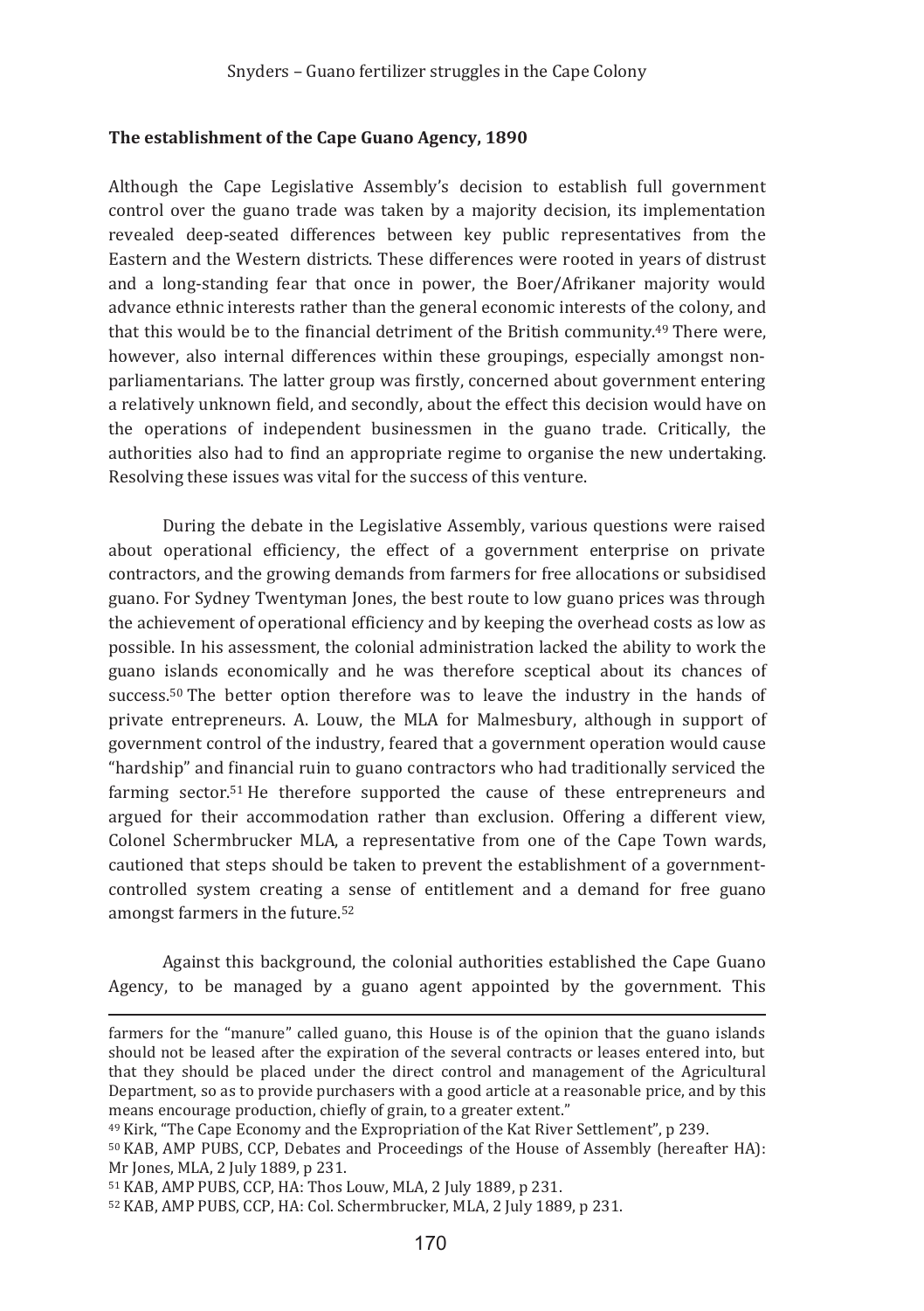### The establishment of the Cape Guano Agency, 1890

Although the Cape Legislative Assembly's decision to establish full government control over the guano trade was taken by a majority decision, its implementation revealed deep-seated differences between key public representatives from the Eastern and the Western districts. These differences were rooted in years of distrust and a long-standing fear that once in power, the Boer/Afrikaner majority would advance ethnic interests rather than the general economic interests of the colony, and that this would be to the financial detriment of the British community.[49] There were, however, also internal differences within these groupings, especially amongst non-parliamentarians. The latter group was firstly, concerned about government entering a relatively unknown field, and secondly, about the effect this decision would have on the operations of independent businessmen in the guano trade. Critically, the authorities also had to find an appropriate regime to organise the new undertaking. Resolving these issues was vital for the success of this venture.

During the debate in the Legislative Assembly, various questions were raised about operational efficiency, the effect of a government enterprise on private contractors, and the growing demands from farmers for free allocations or subsidised guano. For Sydney Twentyman Jones, the best route to low guano prices was through the achievement of operational efficiency and by keeping the overhead costs as low as possible. In his assessment, the colonial administration lacked the ability to work the guano islands economically and he was therefore sceptical about its chances of success.[50] The better option therefore was to leave the industry in the hands of private entrepreneurs. A. Louw, the MLA for Malmesbury, although in support of government control of the industry, feared that a government operation would cause "hardship" and financial ruin to guano contractors who had traditionally serviced the farming sector.[51] He therefore supported the cause of these entrepreneurs and argued for their accommodation rather than exclusion. Offering a different view, Colonel Schermbrucker MLA, a representative from one of the Cape Town wards, cautioned that steps should be taken to prevent the establishment of a government-controlled system creating a sense of entitlement and a demand for free guano amongst farmers in the future.[52]

Against this background, the colonial authorities established the Cape Guano Agency, to be managed by a guano agent appointed by the government. This

---

farmers for the "manure" called guano, this House is of the opinion that the guano islands should not be leased after the expiration of the several contracts or leases entered into, but that they should be placed under the direct control and management of the Agricultural Department, so as to provide purchasers with a good article at a reasonable price, and by this means encourage production, chiefly of grain, to a greater extent."

[49] Kirk, "The Cape Economy and the Expropriation of the Kat River Settlement", p 239.

[50] KAB, AMP PUBS, CCP, Debates and Proceedings of the House of Assembly (hereafter HA): Mr Jones, MLA, 2 July 1889, p 231.

[51] KAB, AMP PUBS, CCP, HA: Thos Louw, MLA, 2 July 1889, p 231.

[52] KAB, AMP PUBS, CCP, HA: Col. Schermbrucker, MLA, 2 July 1889, p 231.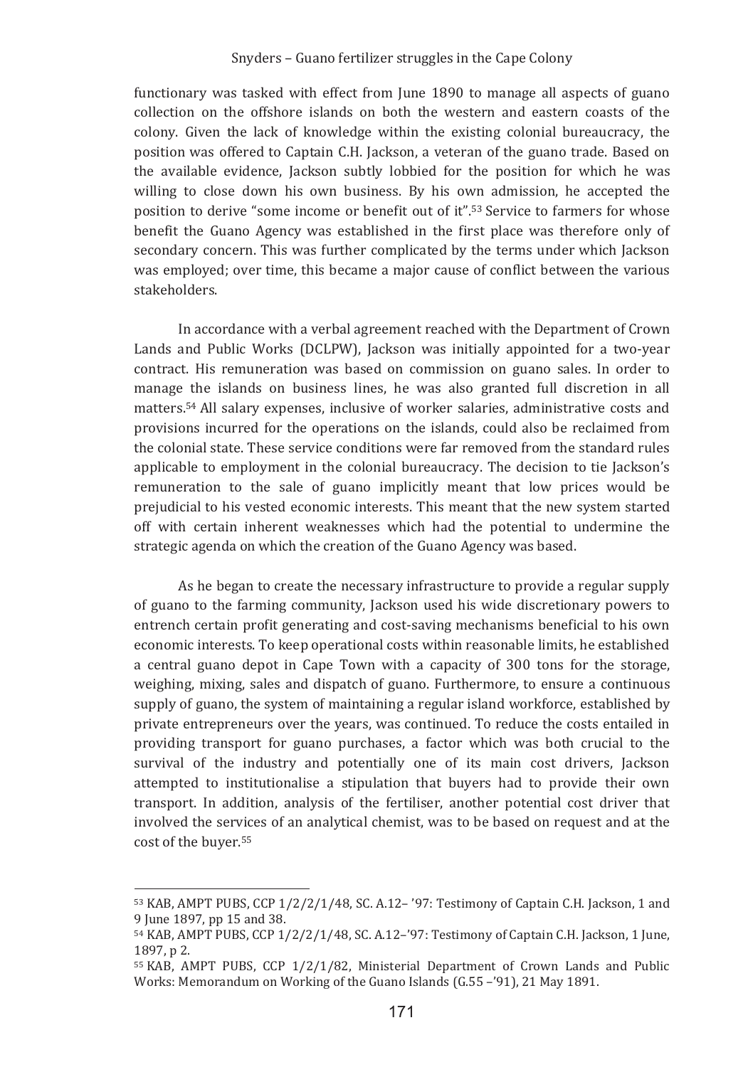functionary was tasked with effect from June 1890 to manage all aspects of guano collection on the offshore islands on both the western and eastern coasts of the colony. Given the lack of knowledge within the existing colonial bureaucracy, the position was offered to Captain C.H. Jackson, a veteran of the guano trade. Based on the available evidence, Jackson subtly lobbied for the position for which he was willing to close down his own business. By his own admission, he accepted the position to derive "some income or benefit out of it".[53] Service to farmers for whose benefit the Guano Agency was established in the first place was therefore only of secondary concern. This was further complicated by the terms under which Jackson was employed; over time, this became a major cause of conflict between the various stakeholders.

In accordance with a verbal agreement reached with the Department of Crown Lands and Public Works (DCLPW), Jackson was initially appointed for a two-year contract. His remuneration was based on commission on guano sales. In order to manage the islands on business lines, he was also granted full discretion in all matters.[54] All salary expenses, inclusive of worker salaries, administrative costs and provisions incurred for the operations on the islands, could also be reclaimed from the colonial state. These service conditions were far removed from the standard rules applicable to employment in the colonial bureaucracy. The decision to tie Jackson's remuneration to the sale of guano implicitly meant that low prices would be prejudicial to his vested economic interests. This meant that the new system started off with certain inherent weaknesses which had the potential to undermine the strategic agenda on which the creation of the Guano Agency was based.

As he began to create the necessary infrastructure to provide a regular supply of guano to the farming community, Jackson used his wide discretionary powers to entrench certain profit generating and cost-saving mechanisms beneficial to his own economic interests. To keep operational costs within reasonable limits, he established a central guano depot in Cape Town with a capacity of 300 tons for the storage, weighing, mixing, sales and dispatch of guano. Furthermore, to ensure a continuous supply of guano, the system of maintaining a regular island workforce, established by private entrepreneurs over the years, was continued. To reduce the costs entailed in providing transport for guano purchases, a factor which was both crucial to the survival of the industry and potentially one of its main cost drivers, Jackson attempted to institutionalise a stipulation that buyers had to provide their own transport. In addition, analysis of the fertiliser, another potential cost driver that involved the services of an analytical chemist, was to be based on request and at the cost of the buyer.[55]

---

[53] KAB, AMPT PUBS, CCP 1/2/2/1/48, SC. A.12– '97: Testimony of Captain C.H. Jackson, 1 and 9 June 1897, pp 15 and 38.

[54] KAB, AMPT PUBS, CCP 1/2/2/1/48, SC. A.12–'97: Testimony of Captain C.H. Jackson, 1 June, 1897, p 2.

[55] KAB, AMPT PUBS, CCP 1/2/1/82, Ministerial Department of Crown Lands and Public Works: Memorandum on Working of the Guano Islands (G.55 –'91), 21 May 1891.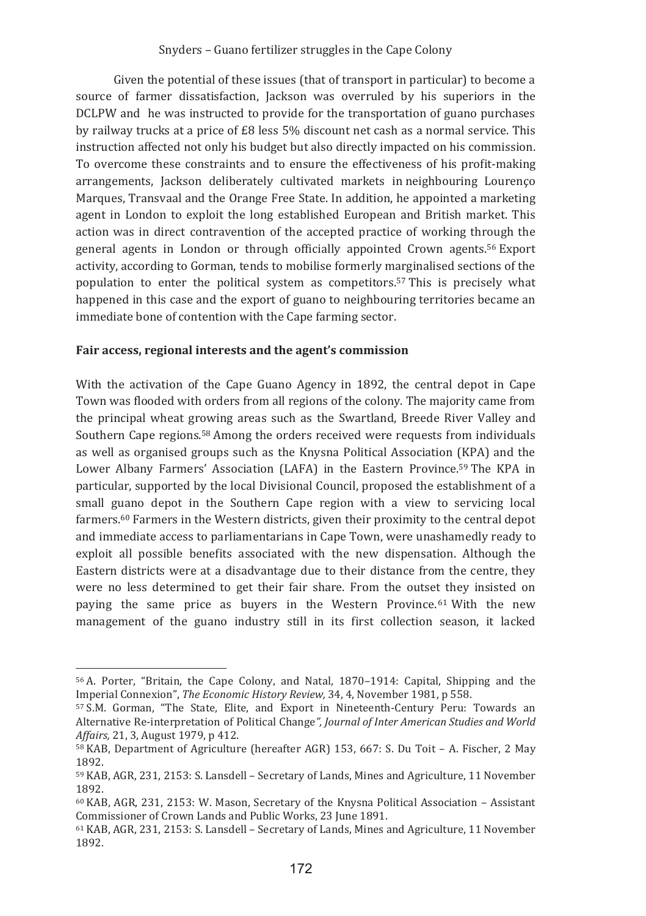Given the potential of these issues (that of transport in particular) to become a source of farmer dissatisfaction, Jackson was overruled by his superiors in the DCLPW and he was instructed to provide for the transportation of guano purchases by railway trucks at a price of £8 less 5% discount net cash as a normal service. This instruction affected not only his budget but also directly impacted on his commission. To overcome these constraints and to ensure the effectiveness of his profit-making arrangements, Jackson deliberately cultivated markets in neighbouring Lourenço Marques, Transvaal and the Orange Free State. In addition, he appointed a marketing agent in London to exploit the long established European and British market. This action was in direct contravention of the accepted practice of working through the general agents in London or through officially appointed Crown agents.[56] Export activity, according to Gorman, tends to mobilise formerly marginalised sections of the population to enter the political system as competitors.[57] This is precisely what happened in this case and the export of guano to neighbouring territories became an immediate bone of contention with the Cape farming sector.

**Fair access, regional interests and the agent's commission**

With the activation of the Cape Guano Agency in 1892, the central depot in Cape Town was flooded with orders from all regions of the colony. The majority came from the principal wheat growing areas such as the Swartland, Breede River Valley and Southern Cape regions.[58] Among the orders received were requests from individuals as well as organised groups such as the Knysna Political Association (KPA) and the Lower Albany Farmers' Association (LAFA) in the Eastern Province.[59] The KPA in particular, supported by the local Divisional Council, proposed the establishment of a small guano depot in the Southern Cape region with a view to servicing local farmers.[60] Farmers in the Western districts, given their proximity to the central depot and immediate access to parliamentarians in Cape Town, were unashamedly ready to exploit all possible benefits associated with the new dispensation. Although the Eastern districts were at a disadvantage due to their distance from the centre, they were no less determined to get their fair share. From the outset they insisted on paying the same price as buyers in the Western Province.[61] With the new management of the guano industry still in its first collection season, it lacked

---

[56] A. Porter, "Britain, the Cape Colony, and Natal, 1870–1914: Capital, Shipping and the Imperial Connexion", *The Economic History Review,* 34, 4, November 1981, p 558.

[57] S.M. Gorman, "The State, Elite, and Export in Nineteenth-Century Peru: Towards an Alternative Re-interpretation of Political Change*", Journal of Inter American Studies and World Affairs,* 21, 3, August 1979, p 412.

[58] KAB, Department of Agriculture (hereafter AGR) 153, 667: S. Du Toit – A. Fischer, 2 May 1892.

[59] KAB, AGR, 231, 2153: S. Lansdell – Secretary of Lands, Mines and Agriculture, 11 November 1892.

[60] KAB, AGR, 231, 2153: W. Mason, Secretary of the Knysna Political Association – Assistant Commissioner of Crown Lands and Public Works, 23 June 1891.

[61] KAB, AGR, 231, 2153: S. Lansdell – Secretary of Lands, Mines and Agriculture, 11 November 1892.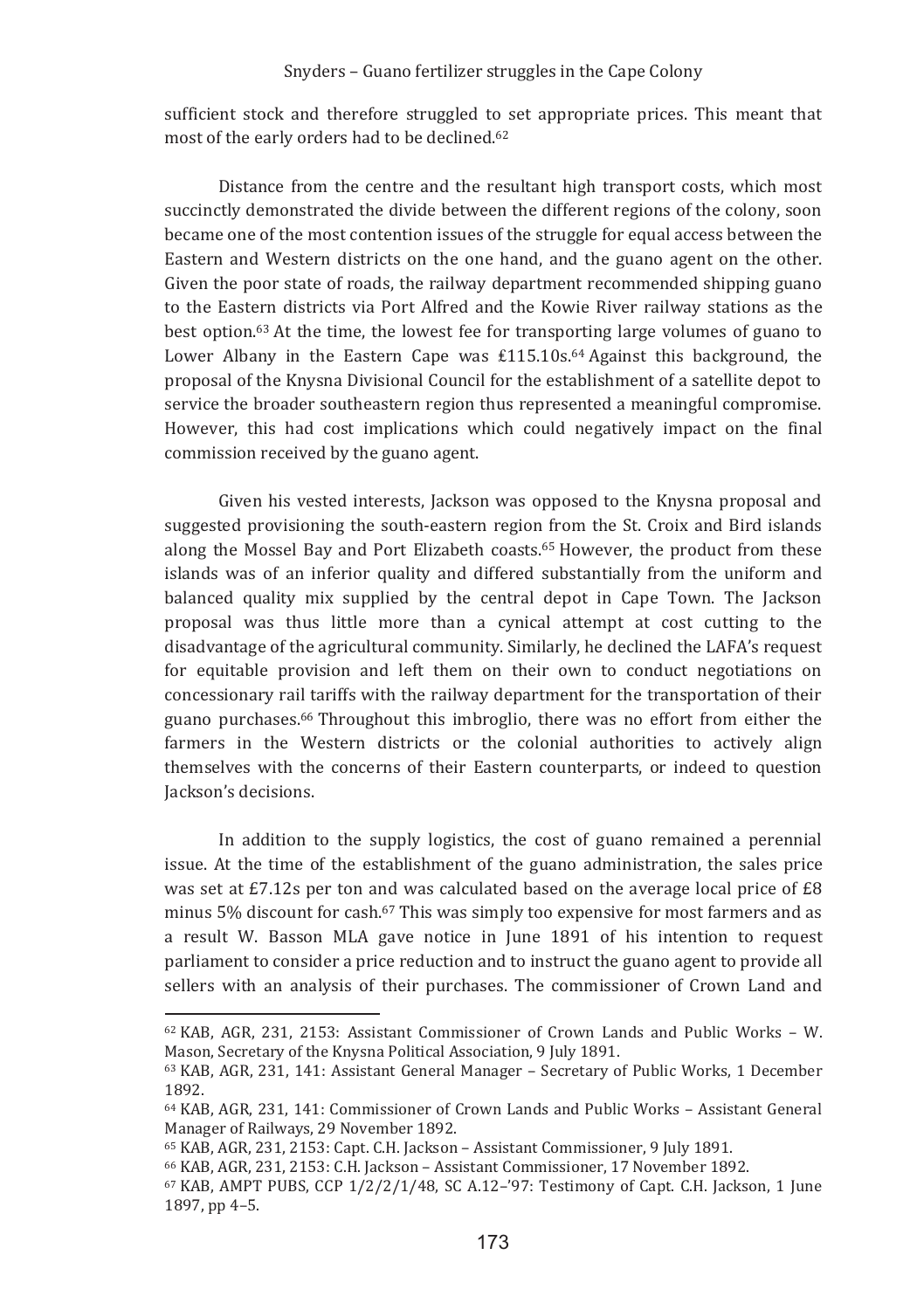sufficient stock and therefore struggled to set appropriate prices. This meant that most of the early orders had to be declined.[62]

Distance from the centre and the resultant high transport costs, which most succinctly demonstrated the divide between the different regions of the colony, soon became one of the most contention issues of the struggle for equal access between the Eastern and Western districts on the one hand, and the guano agent on the other. Given the poor state of roads, the railway department recommended shipping guano to the Eastern districts via Port Alfred and the Kowie River railway stations as the best option.[63] At the time, the lowest fee for transporting large volumes of guano to Lower Albany in the Eastern Cape was £115.10s.[64] Against this background, the proposal of the Knysna Divisional Council for the establishment of a satellite depot to service the broader southeastern region thus represented a meaningful compromise. However, this had cost implications which could negatively impact on the final commission received by the guano agent.

Given his vested interests, Jackson was opposed to the Knysna proposal and suggested provisioning the south-eastern region from the St. Croix and Bird islands along the Mossel Bay and Port Elizabeth coasts.[65] However, the product from these islands was of an inferior quality and differed substantially from the uniform and balanced quality mix supplied by the central depot in Cape Town. The Jackson proposal was thus little more than a cynical attempt at cost cutting to the disadvantage of the agricultural community. Similarly, he declined the LAFA's request for equitable provision and left them on their own to conduct negotiations on concessionary rail tariffs with the railway department for the transportation of their guano purchases.[66] Throughout this imbroglio, there was no effort from either the farmers in the Western districts or the colonial authorities to actively align themselves with the concerns of their Eastern counterparts, or indeed to question Jackson's decisions.

In addition to the supply logistics, the cost of guano remained a perennial issue. At the time of the establishment of the guano administration, the sales price was set at £7.12s per ton and was calculated based on the average local price of £8 minus 5% discount for cash.[67] This was simply too expensive for most farmers and as a result W. Basson MLA gave notice in June 1891 of his intention to request parliament to consider a price reduction and to instruct the guano agent to provide all sellers with an analysis of their purchases. The commissioner of Crown Land and

---

[62] KAB, AGR, 231, 2153: Assistant Commissioner of Crown Lands and Public Works – W. Mason, Secretary of the Knysna Political Association, 9 July 1891.

[63] KAB, AGR, 231, 141: Assistant General Manager – Secretary of Public Works, 1 December 1892.

[64] KAB, AGR, 231, 141: Commissioner of Crown Lands and Public Works – Assistant General Manager of Railways, 29 November 1892.

[65] KAB, AGR, 231, 2153: Capt. C.H. Jackson – Assistant Commissioner, 9 July 1891.

[66] KAB, AGR, 231, 2153: C.H. Jackson – Assistant Commissioner, 17 November 1892.

[67] KAB, AMPT PUBS, CCP 1/2/2/1/48, SC A.12–'97: Testimony of Capt. C.H. Jackson, 1 June 1897, pp 4–5.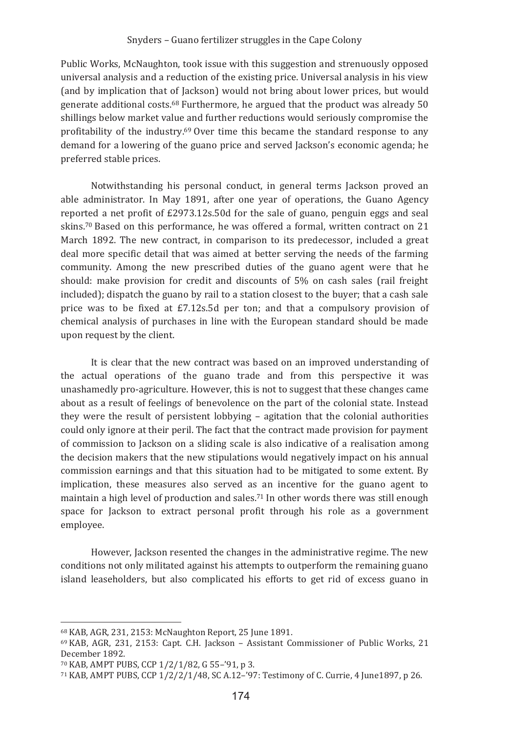Public Works, McNaughton, took issue with this suggestion and strenuously opposed universal analysis and a reduction of the existing price. Universal analysis in his view (and by implication that of Jackson) would not bring about lower prices, but would generate additional costs.[68] Furthermore, he argued that the product was already 50 shillings below market value and further reductions would seriously compromise the profitability of the industry.[69] Over time this became the standard response to any demand for a lowering of the guano price and served Jackson's economic agenda; he preferred stable prices.

Notwithstanding his personal conduct, in general terms Jackson proved an able administrator. In May 1891, after one year of operations, the Guano Agency reported a net profit of £2973.12s.50d for the sale of guano, penguin eggs and seal skins.[70] Based on this performance, he was offered a formal, written contract on 21 March 1892. The new contract, in comparison to its predecessor, included a great deal more specific detail that was aimed at better serving the needs of the farming community. Among the new prescribed duties of the guano agent were that he should: make provision for credit and discounts of 5% on cash sales (rail freight included); dispatch the guano by rail to a station closest to the buyer; that a cash sale price was to be fixed at £7.12s.5d per ton; and that a compulsory provision of chemical analysis of purchases in line with the European standard should be made upon request by the client.

It is clear that the new contract was based on an improved understanding of the actual operations of the guano trade and from this perspective it was unashamedly pro-agriculture. However, this is not to suggest that these changes came about as a result of feelings of benevolence on the part of the colonial state. Instead they were the result of persistent lobbying – agitation that the colonial authorities could only ignore at their peril. The fact that the contract made provision for payment of commission to Jackson on a sliding scale is also indicative of a realisation among the decision makers that the new stipulations would negatively impact on his annual commission earnings and that this situation had to be mitigated to some extent. By implication, these measures also served as an incentive for the guano agent to maintain a high level of production and sales.[71] In other words there was still enough space for Jackson to extract personal profit through his role as a government employee.

However, Jackson resented the changes in the administrative regime. The new conditions not only militated against his attempts to outperform the remaining guano island leaseholders, but also complicated his efforts to get rid of excess guano in

---

[68] KAB, AGR, 231, 2153: McNaughton Report, 25 June 1891.

[69] KAB, AGR, 231, 2153: Capt. C.H. Jackson – Assistant Commissioner of Public Works, 21 December 1892.

[70] KAB, AMPT PUBS, CCP 1/2/1/82, G 55–'91, p 3.

[71] KAB, AMPT PUBS, CCP 1/2/2/1/48, SC A.12–'97: Testimony of C. Currie, 4 June1897, p 26.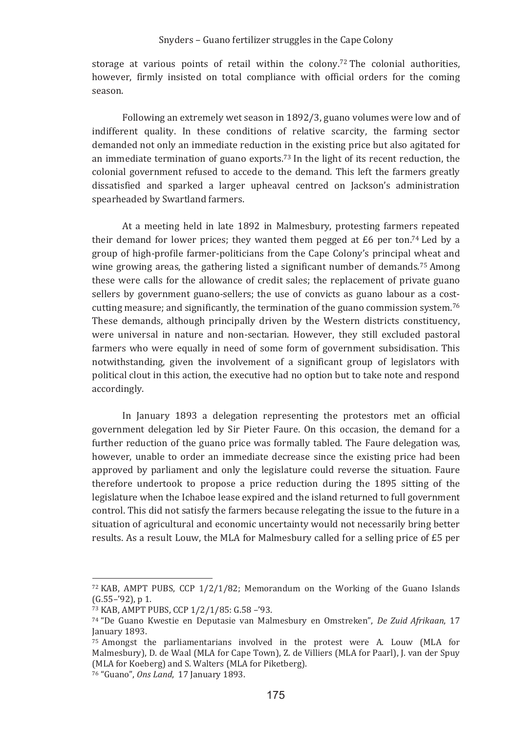storage at various points of retail within the colony.[72] The colonial authorities, however, firmly insisted on total compliance with official orders for the coming season.

Following an extremely wet season in 1892/3, guano volumes were low and of indifferent quality. In these conditions of relative scarcity, the farming sector demanded not only an immediate reduction in the existing price but also agitated for an immediate termination of guano exports.[73] In the light of its recent reduction, the colonial government refused to accede to the demand. This left the farmers greatly dissatisfied and sparked a larger upheaval centred on Jackson's administration spearheaded by Swartland farmers.

At a meeting held in late 1892 in Malmesbury, protesting farmers repeated their demand for lower prices; they wanted them pegged at £6 per ton.[74] Led by a group of high-profile farmer-politicians from the Cape Colony's principal wheat and wine growing areas, the gathering listed a significant number of demands.[75] Among these were calls for the allowance of credit sales; the replacement of private guano sellers by government guano-sellers; the use of convicts as guano labour as a cost-cutting measure; and significantly, the termination of the guano commission system.[76] These demands, although principally driven by the Western districts constituency, were universal in nature and non-sectarian. However, they still excluded pastoral farmers who were equally in need of some form of government subsidisation. This notwithstanding, given the involvement of a significant group of legislators with political clout in this action, the executive had no option but to take note and respond accordingly.

In January 1893 a delegation representing the protestors met an official government delegation led by Sir Pieter Faure. On this occasion, the demand for a further reduction of the guano price was formally tabled. The Faure delegation was, however, unable to order an immediate decrease since the existing price had been approved by parliament and only the legislature could reverse the situation. Faure therefore undertook to propose a price reduction during the 1895 sitting of the legislature when the Ichaboe lease expired and the island returned to full government control. This did not satisfy the farmers because relegating the issue to the future in a situation of agricultural and economic uncertainty would not necessarily bring better results. As a result Louw, the MLA for Malmesbury called for a selling price of £5 per

---

[72] KAB, AMPT PUBS, CCP 1/2/1/82; Memorandum on the Working of the Guano Islands (G.55–'92), p 1.

[73] KAB, AMPT PUBS, CCP 1/2/1/85: G.58 –'93.

[74] "De Guano Kwestie en Deputasie van Malmesbury en Omstreken", *De Zuid Afrikaan*, 17 January 1893.

[75] Amongst the parliamentarians involved in the protest were A. Louw (MLA for Malmesbury), D. de Waal (MLA for Cape Town), Z. de Villiers (MLA for Paarl), J. van der Spuy (MLA for Koeberg) and S. Walters (MLA for Piketberg).

[76] "Guano", *Ons Land*, 17 January 1893.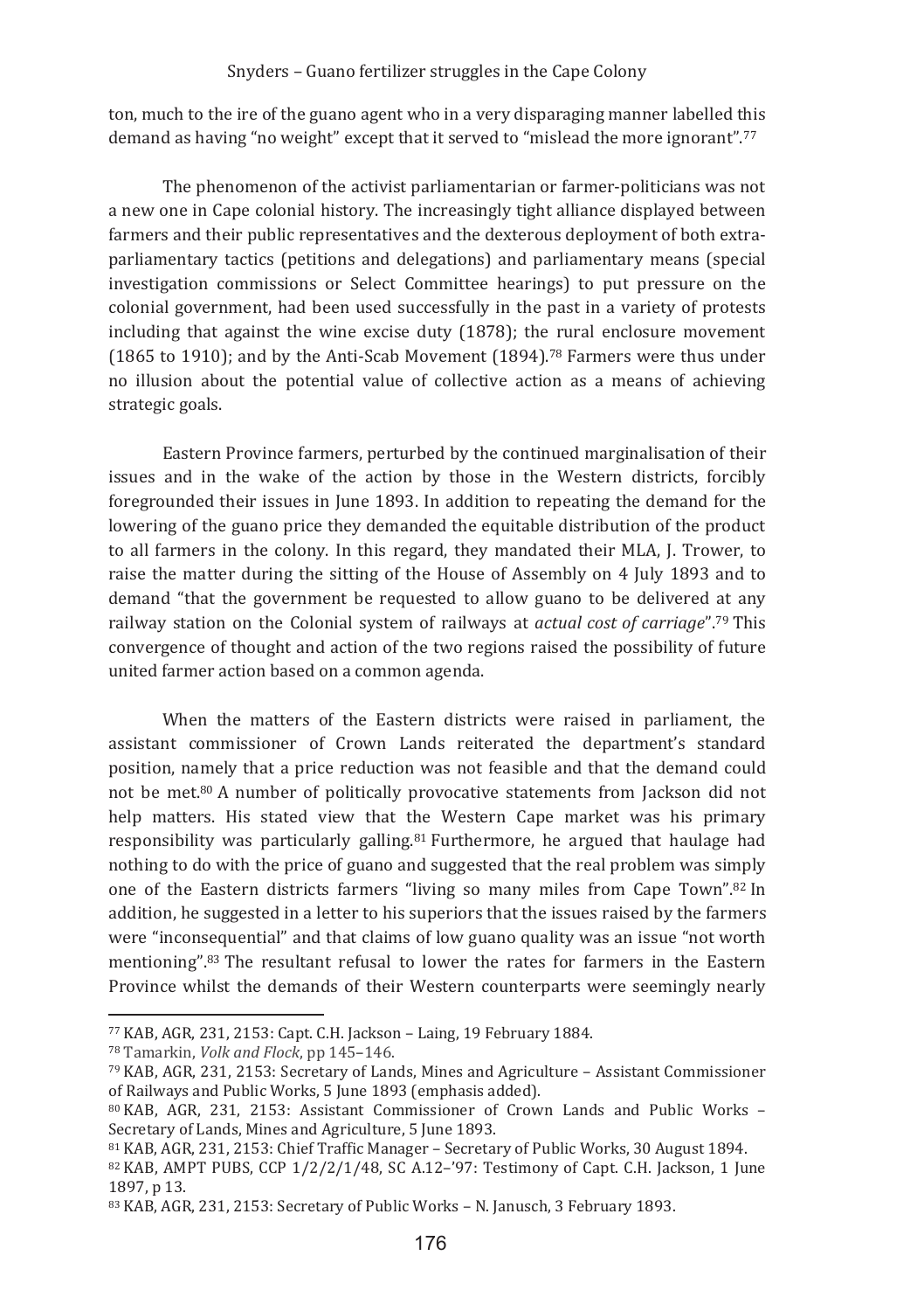ton, much to the ire of the guano agent who in a very disparaging manner labelled this demand as having "no weight" except that it served to "mislead the more ignorant".[77]

The phenomenon of the activist parliamentarian or farmer-politicians was not a new one in Cape colonial history. The increasingly tight alliance displayed between farmers and their public representatives and the dexterous deployment of both extra-parliamentary tactics (petitions and delegations) and parliamentary means (special investigation commissions or Select Committee hearings) to put pressure on the colonial government, had been used successfully in the past in a variety of protests including that against the wine excise duty (1878); the rural enclosure movement (1865 to 1910); and by the Anti-Scab Movement (1894).[78] Farmers were thus under no illusion about the potential value of collective action as a means of achieving strategic goals.

Eastern Province farmers, perturbed by the continued marginalisation of their issues and in the wake of the action by those in the Western districts, forcibly foregrounded their issues in June 1893. In addition to repeating the demand for the lowering of the guano price they demanded the equitable distribution of the product to all farmers in the colony. In this regard, they mandated their MLA, J. Trower, to raise the matter during the sitting of the House of Assembly on 4 July 1893 and to demand "that the government be requested to allow guano to be delivered at any railway station on the Colonial system of railways at *actual cost of carriage*".[79] This convergence of thought and action of the two regions raised the possibility of future united farmer action based on a common agenda.

When the matters of the Eastern districts were raised in parliament, the assistant commissioner of Crown Lands reiterated the department's standard position, namely that a price reduction was not feasible and that the demand could not be met.[80] A number of politically provocative statements from Jackson did not help matters. His stated view that the Western Cape market was his primary responsibility was particularly galling.[81] Furthermore, he argued that haulage had nothing to do with the price of guano and suggested that the real problem was simply one of the Eastern districts farmers "living so many miles from Cape Town".[82] In addition, he suggested in a letter to his superiors that the issues raised by the farmers were "inconsequential" and that claims of low guano quality was an issue "not worth mentioning".[83] The resultant refusal to lower the rates for farmers in the Eastern Province whilst the demands of their Western counterparts were seemingly nearly

---

[77] KAB, AGR, 231, 2153: Capt. C.H. Jackson – Laing, 19 February 1884.

[78] Tamarkin, *Volk and Flock*, pp 145–146.

[79] KAB, AGR, 231, 2153: Secretary of Lands, Mines and Agriculture – Assistant Commissioner of Railways and Public Works, 5 June 1893 (emphasis added).

[80] KAB, AGR, 231, 2153: Assistant Commissioner of Crown Lands and Public Works – Secretary of Lands, Mines and Agriculture, 5 June 1893.

[81] KAB, AGR, 231, 2153: Chief Traffic Manager – Secretary of Public Works, 30 August 1894.

[82] KAB, AMPT PUBS, CCP 1/2/2/1/48, SC A.12–'97: Testimony of Capt. C.H. Jackson, 1 June 1897, p 13.

[83] KAB, AGR, 231, 2153: Secretary of Public Works – N. Janusch, 3 February 1893.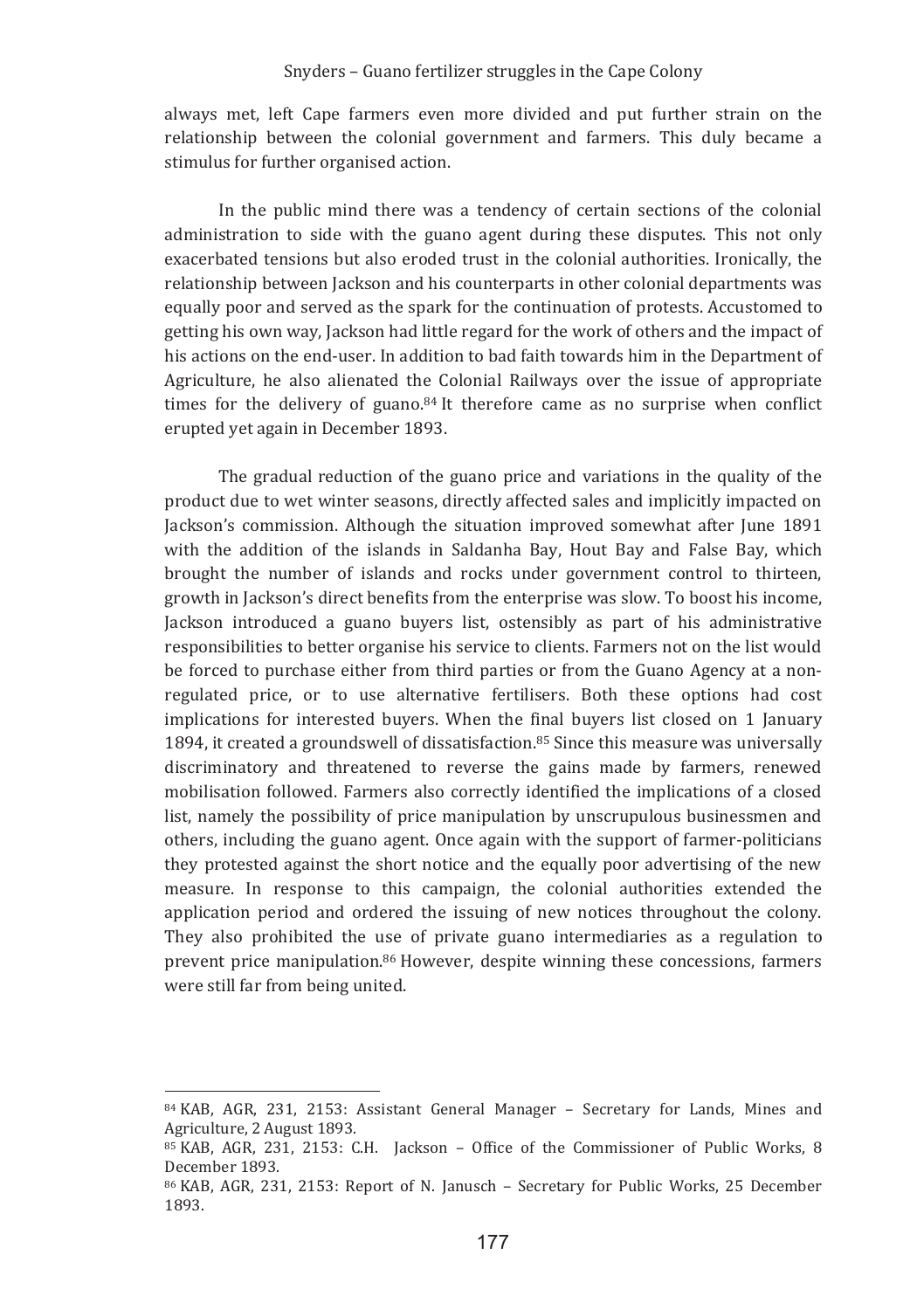always met, left Cape farmers even more divided and put further strain on the relationship between the colonial government and farmers. This duly became a stimulus for further organised action.

In the public mind there was a tendency of certain sections of the colonial administration to side with the guano agent during these disputes. This not only exacerbated tensions but also eroded trust in the colonial authorities. Ironically, the relationship between Jackson and his counterparts in other colonial departments was equally poor and served as the spark for the continuation of protests. Accustomed to getting his own way, Jackson had little regard for the work of others and the impact of his actions on the end-user. In addition to bad faith towards him in the Department of Agriculture, he also alienated the Colonial Railways over the issue of appropriate times for the delivery of guano.[84] It therefore came as no surprise when conflict erupted yet again in December 1893.

The gradual reduction of the guano price and variations in the quality of the product due to wet winter seasons, directly affected sales and implicitly impacted on Jackson's commission. Although the situation improved somewhat after June 1891 with the addition of the islands in Saldanha Bay, Hout Bay and False Bay, which brought the number of islands and rocks under government control to thirteen, growth in Jackson's direct benefits from the enterprise was slow. To boost his income, Jackson introduced a guano buyers list, ostensibly as part of his administrative responsibilities to better organise his service to clients. Farmers not on the list would be forced to purchase either from third parties or from the Guano Agency at a non-regulated price, or to use alternative fertilisers. Both these options had cost implications for interested buyers. When the final buyers list closed on 1 January 1894, it created a groundswell of dissatisfaction.[85] Since this measure was universally discriminatory and threatened to reverse the gains made by farmers, renewed mobilisation followed. Farmers also correctly identified the implications of a closed list, namely the possibility of price manipulation by unscrupulous businessmen and others, including the guano agent. Once again with the support of farmer-politicians they protested against the short notice and the equally poor advertising of the new measure. In response to this campaign, the colonial authorities extended the application period and ordered the issuing of new notices throughout the colony. They also prohibited the use of private guano intermediaries as a regulation to prevent price manipulation.[86] However, despite winning these concessions, farmers were still far from being united.

---

[84] KAB, AGR, 231, 2153: Assistant General Manager – Secretary for Lands, Mines and Agriculture, 2 August 1893.

[85] KAB, AGR, 231, 2153: C.H. Jackson – Office of the Commissioner of Public Works, 8 December 1893.

[86] KAB, AGR, 231, 2153: Report of N. Janusch – Secretary for Public Works, 25 December 1893.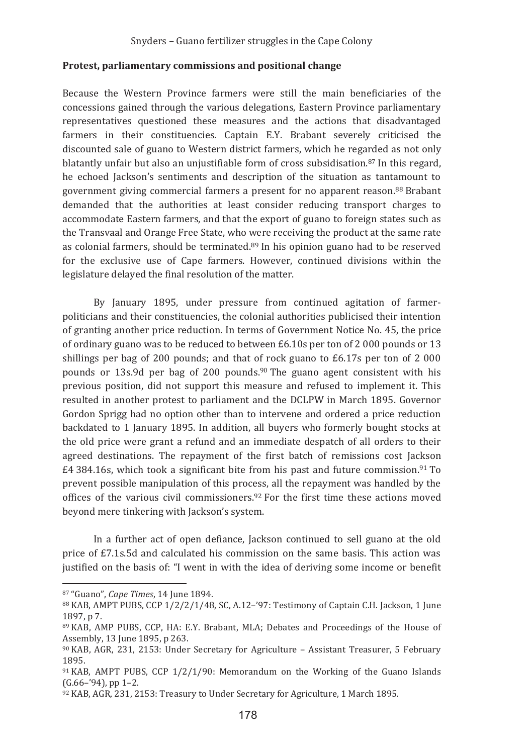## Protest, parliamentary commissions and positional change

Because the Western Province farmers were still the main beneficiaries of the concessions gained through the various delegations, Eastern Province parliamentary representatives questioned these measures and the actions that disadvantaged farmers in their constituencies. Captain E.Y. Brabant severely criticised the discounted sale of guano to Western district farmers, which he regarded as not only blatantly unfair but also an unjustifiable form of cross subsidisation.[87] In this regard, he echoed Jackson's sentiments and description of the situation as tantamount to government giving commercial farmers a present for no apparent reason.[88] Brabant demanded that the authorities at least consider reducing transport charges to accommodate Eastern farmers, and that the export of guano to foreign states such as the Transvaal and Orange Free State, who were receiving the product at the same rate as colonial farmers, should be terminated.[89] In his opinion guano had to be reserved for the exclusive use of Cape farmers. However, continued divisions within the legislature delayed the final resolution of the matter.

By January 1895, under pressure from continued agitation of farmer-politicians and their constituencies, the colonial authorities publicised their intention of granting another price reduction. In terms of Government Notice No. 45, the price of ordinary guano was to be reduced to between £6.10s per ton of 2 000 pounds or 13 shillings per bag of 200 pounds; and that of rock guano to £6.17s per ton of 2 000 pounds or 13s.9d per bag of 200 pounds.[90] The guano agent consistent with his previous position, did not support this measure and refused to implement it. This resulted in another protest to parliament and the DCLPW in March 1895. Governor Gordon Sprigg had no option other than to intervene and ordered a price reduction backdated to 1 January 1895. In addition, all buyers who formerly bought stocks at the old price were grant a refund and an immediate despatch of all orders to their agreed destinations. The repayment of the first batch of remissions cost Jackson £4 384.16s, which took a significant bite from his past and future commission.[91] To prevent possible manipulation of this process, all the repayment was handled by the offices of the various civil commissioners.[92] For the first time these actions moved beyond mere tinkering with Jackson's system.

In a further act of open defiance, Jackson continued to sell guano at the old price of £7.1s.5d and calculated his commission on the same basis. This action was justified on the basis of: "I went in with the idea of deriving some income or benefit

---

[87] "Guano", *Cape Times*, 14 June 1894.

[88] KAB, AMPT PUBS, CCP 1/2/2/1/48, SC, A.12–'97: Testimony of Captain C.H. Jackson, 1 June 1897, p 7.

[89] KAB, AMP PUBS, CCP, HA: E.Y. Brabant, MLA; Debates and Proceedings of the House of Assembly, 13 June 1895, p 263.

[90] KAB, AGR, 231, 2153: Under Secretary for Agriculture – Assistant Treasurer, 5 February 1895.

[91] KAB, AMPT PUBS, CCP 1/2/1/90: Memorandum on the Working of the Guano Islands (G.66–'94), pp 1–2.

[92] KAB, AGR, 231, 2153: Treasury to Under Secretary for Agriculture, 1 March 1895.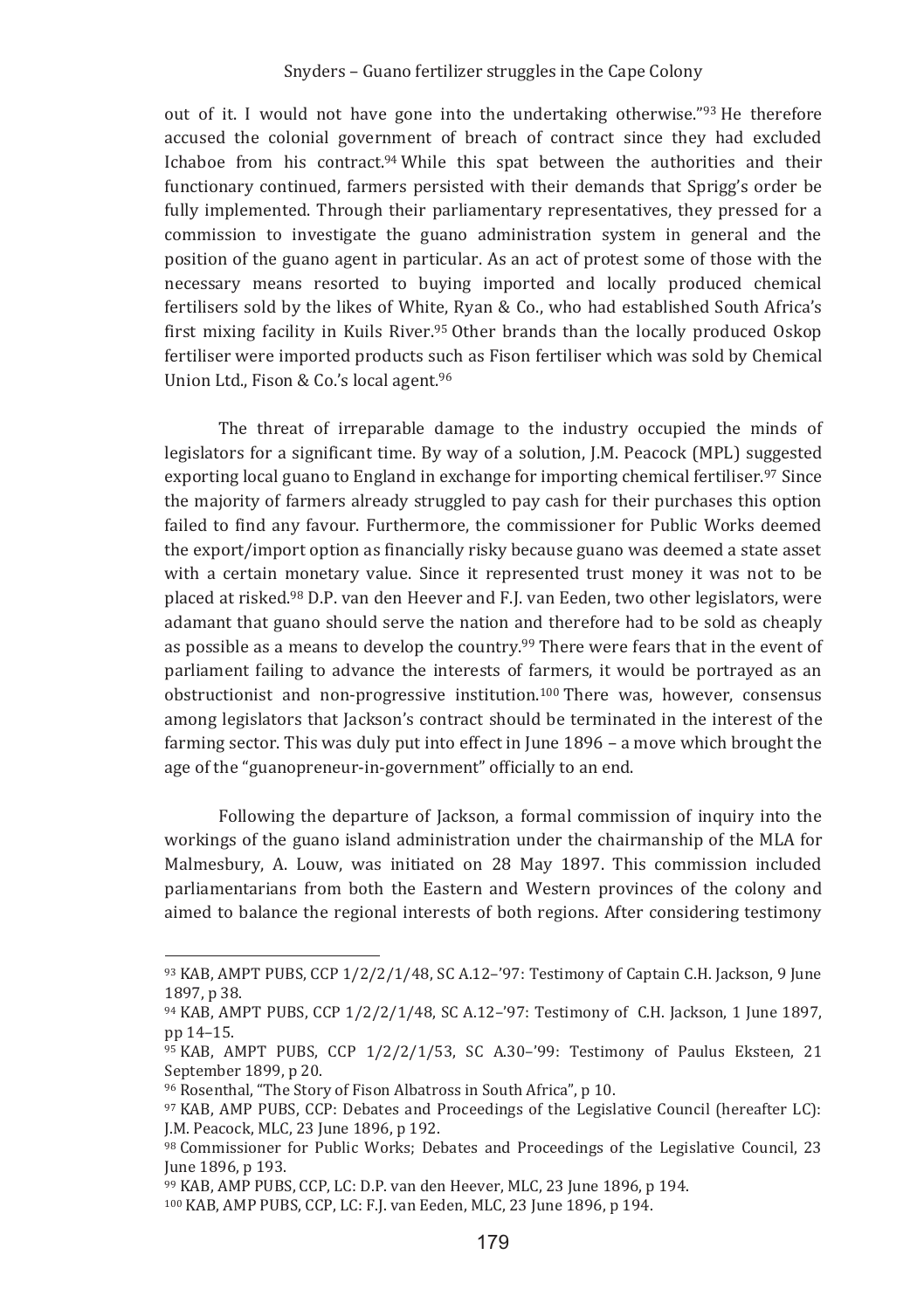out of it. I would not have gone into the undertaking otherwise."[93] He therefore accused the colonial government of breach of contract since they had excluded Ichaboe from his contract.[94] While this spat between the authorities and their functionary continued, farmers persisted with their demands that Sprigg's order be fully implemented. Through their parliamentary representatives, they pressed for a commission to investigate the guano administration system in general and the position of the guano agent in particular. As an act of protest some of those with the necessary means resorted to buying imported and locally produced chemical fertilisers sold by the likes of White, Ryan & Co., who had established South Africa's first mixing facility in Kuils River.[95] Other brands than the locally produced Oskop fertiliser were imported products such as Fison fertiliser which was sold by Chemical Union Ltd., Fison & Co.'s local agent.[96]

The threat of irreparable damage to the industry occupied the minds of legislators for a significant time. By way of a solution, J.M. Peacock (MPL) suggested exporting local guano to England in exchange for importing chemical fertiliser.[97] Since the majority of farmers already struggled to pay cash for their purchases this option failed to find any favour. Furthermore, the commissioner for Public Works deemed the export/import option as financially risky because guano was deemed a state asset with a certain monetary value. Since it represented trust money it was not to be placed at risked.[98] D.P. van den Heever and F.J. van Eeden, two other legislators, were adamant that guano should serve the nation and therefore had to be sold as cheaply as possible as a means to develop the country.[99] There were fears that in the event of parliament failing to advance the interests of farmers, it would be portrayed as an obstructionist and non-progressive institution.[100] There was, however, consensus among legislators that Jackson's contract should be terminated in the interest of the farming sector. This was duly put into effect in June 1896 – a move which brought the age of the "guanopreneur-in-government" officially to an end.

Following the departure of Jackson, a formal commission of inquiry into the workings of the guano island administration under the chairmanship of the MLA for Malmesbury, A. Louw, was initiated on 28 May 1897. This commission included parliamentarians from both the Eastern and Western provinces of the colony and aimed to balance the regional interests of both regions. After considering testimony

---

[93] KAB, AMPT PUBS, CCP 1/2/2/1/48, SC A.12–'97: Testimony of Captain C.H. Jackson, 9 June 1897, p 38.

[94] KAB, AMPT PUBS, CCP 1/2/2/1/48, SC A.12–'97: Testimony of C.H. Jackson, 1 June 1897, pp 14–15.

[95] KAB, AMPT PUBS, CCP 1/2/2/1/53, SC A.30–'99: Testimony of Paulus Eksteen, 21 September 1899, p 20.

[96] Rosenthal, "The Story of Fison Albatross in South Africa", p 10.

[97] KAB, AMP PUBS, CCP: Debates and Proceedings of the Legislative Council (hereafter LC): J.M. Peacock, MLC, 23 June 1896, p 192.

[98] Commissioner for Public Works; Debates and Proceedings of the Legislative Council, 23 June 1896, p 193.

[99] KAB, AMP PUBS, CCP, LC: D.P. van den Heever, MLC, 23 June 1896, p 194.

[100] KAB, AMP PUBS, CCP, LC: F.J. van Eeden, MLC, 23 June 1896, p 194.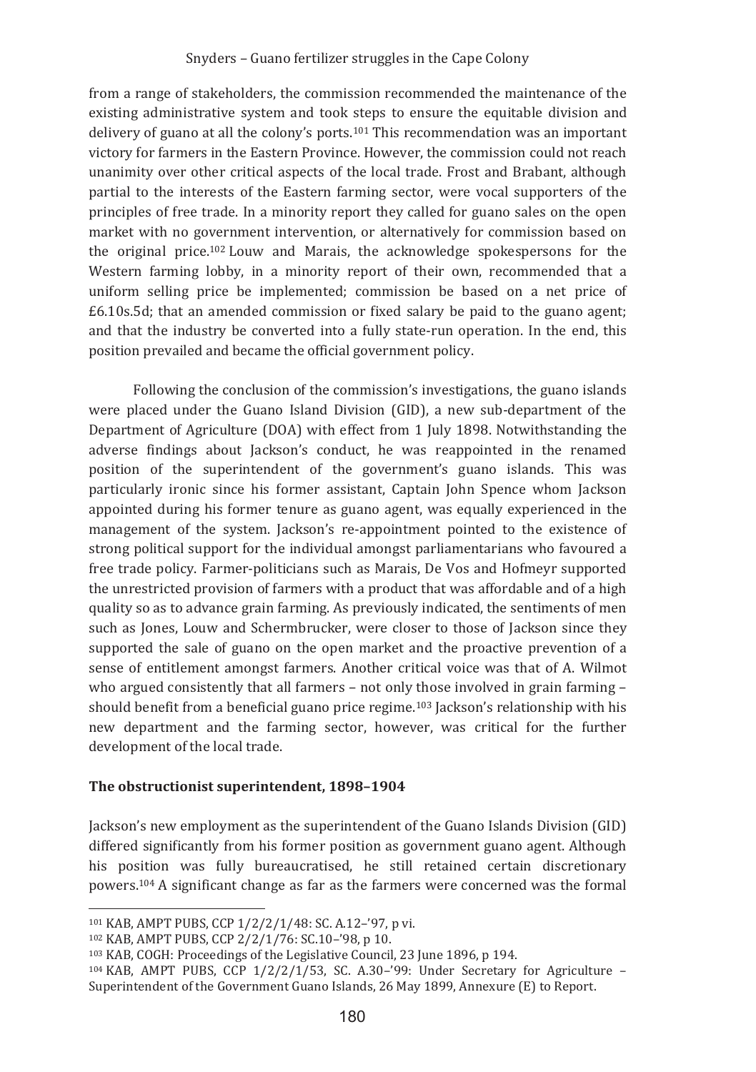from a range of stakeholders, the commission recommended the maintenance of the existing administrative system and took steps to ensure the equitable division and delivery of guano at all the colony's ports.[101] This recommendation was an important victory for farmers in the Eastern Province. However, the commission could not reach unanimity over other critical aspects of the local trade. Frost and Brabant, although partial to the interests of the Eastern farming sector, were vocal supporters of the principles of free trade. In a minority report they called for guano sales on the open market with no government intervention, or alternatively for commission based on the original price.[102] Louw and Marais, the acknowledge spokespersons for the Western farming lobby, in a minority report of their own, recommended that a uniform selling price be implemented; commission be based on a net price of £6.10s.5d; that an amended commission or fixed salary be paid to the guano agent; and that the industry be converted into a fully state-run operation. In the end, this position prevailed and became the official government policy.

Following the conclusion of the commission's investigations, the guano islands were placed under the Guano Island Division (GID), a new sub-department of the Department of Agriculture (DOA) with effect from 1 July 1898. Notwithstanding the adverse findings about Jackson's conduct, he was reappointed in the renamed position of the superintendent of the government's guano islands. This was particularly ironic since his former assistant, Captain John Spence whom Jackson appointed during his former tenure as guano agent, was equally experienced in the management of the system. Jackson's re-appointment pointed to the existence of strong political support for the individual amongst parliamentarians who favoured a free trade policy. Farmer-politicians such as Marais, De Vos and Hofmeyr supported the unrestricted provision of farmers with a product that was affordable and of a high quality so as to advance grain farming. As previously indicated, the sentiments of men such as Jones, Louw and Schermbrucker, were closer to those of Jackson since they supported the sale of guano on the open market and the proactive prevention of a sense of entitlement amongst farmers. Another critical voice was that of A. Wilmot who argued consistently that all farmers – not only those involved in grain farming – should benefit from a beneficial guano price regime.[103] Jackson's relationship with his new department and the farming sector, however, was critical for the further development of the local trade.

### The obstructionist superintendent, 1898–1904

Jackson's new employment as the superintendent of the Guano Islands Division (GID) differed significantly from his former position as government guano agent. Although his position was fully bureaucratised, he still retained certain discretionary powers.[104] A significant change as far as the farmers were concerned was the formal

---

[101] KAB, AMPT PUBS, CCP 1/2/2/1/48: SC. A.12–'97, p vi.

[102] KAB, AMPT PUBS, CCP 2/2/1/76: SC.10–'98, p 10.

[103] KAB, COGH: Proceedings of the Legislative Council, 23 June 1896, p 194.

[104] KAB, AMPT PUBS, CCP 1/2/2/1/53, SC. A.30–'99: Under Secretary for Agriculture – Superintendent of the Government Guano Islands, 26 May 1899, Annexure (E) to Report.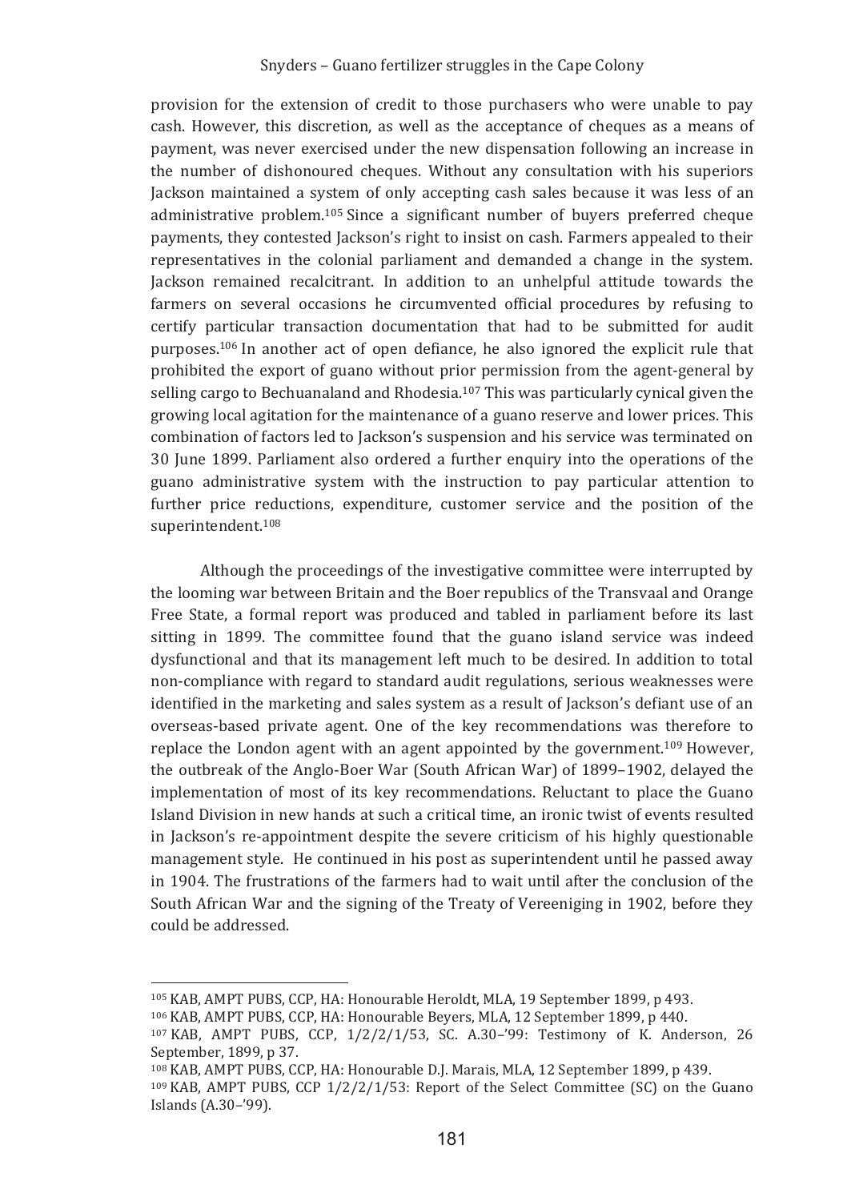provision for the extension of credit to those purchasers who were unable to pay cash. However, this discretion, as well as the acceptance of cheques as a means of payment, was never exercised under the new dispensation following an increase in the number of dishonoured cheques. Without any consultation with his superiors Jackson maintained a system of only accepting cash sales because it was less of an administrative problem.[105] Since a significant number of buyers preferred cheque payments, they contested Jackson's right to insist on cash. Farmers appealed to their representatives in the colonial parliament and demanded a change in the system. Jackson remained recalcitrant. In addition to an unhelpful attitude towards the farmers on several occasions he circumvented official procedures by refusing to certify particular transaction documentation that had to be submitted for audit purposes.[106] In another act of open defiance, he also ignored the explicit rule that prohibited the export of guano without prior permission from the agent-general by selling cargo to Bechuanaland and Rhodesia.[107] This was particularly cynical given the growing local agitation for the maintenance of a guano reserve and lower prices. This combination of factors led to Jackson's suspension and his service was terminated on 30 June 1899. Parliament also ordered a further enquiry into the operations of the guano administrative system with the instruction to pay particular attention to further price reductions, expenditure, customer service and the position of the superintendent.[108]

Although the proceedings of the investigative committee were interrupted by the looming war between Britain and the Boer republics of the Transvaal and Orange Free State, a formal report was produced and tabled in parliament before its last sitting in 1899. The committee found that the guano island service was indeed dysfunctional and that its management left much to be desired. In addition to total non-compliance with regard to standard audit regulations, serious weaknesses were identified in the marketing and sales system as a result of Jackson's defiant use of an overseas-based private agent. One of the key recommendations was therefore to replace the London agent with an agent appointed by the government.[109] However, the outbreak of the Anglo-Boer War (South African War) of 1899–1902, delayed the implementation of most of its key recommendations. Reluctant to place the Guano Island Division in new hands at such a critical time, an ironic twist of events resulted in Jackson's re-appointment despite the severe criticism of his highly questionable management style. He continued in his post as superintendent until he passed away in 1904. The frustrations of the farmers had to wait until after the conclusion of the South African War and the signing of the Treaty of Vereeniging in 1902, before they could be addressed.

---

[105] KAB, AMPT PUBS, CCP, HA: Honourable Heroldt, MLA, 19 September 1899, p 493.

[106] KAB, AMPT PUBS, CCP, HA: Honourable Beyers, MLA, 12 September 1899, p 440.

[107] KAB, AMPT PUBS, CCP, 1/2/2/1/53, SC. A.30–'99: Testimony of K. Anderson, 26 September, 1899, p 37.

[108] KAB, AMPT PUBS, CCP, HA: Honourable D.J. Marais, MLA, 12 September 1899, p 439.

[109] KAB, AMPT PUBS, CCP 1/2/2/1/53: Report of the Select Committee (SC) on the Guano Islands (A.30–'99).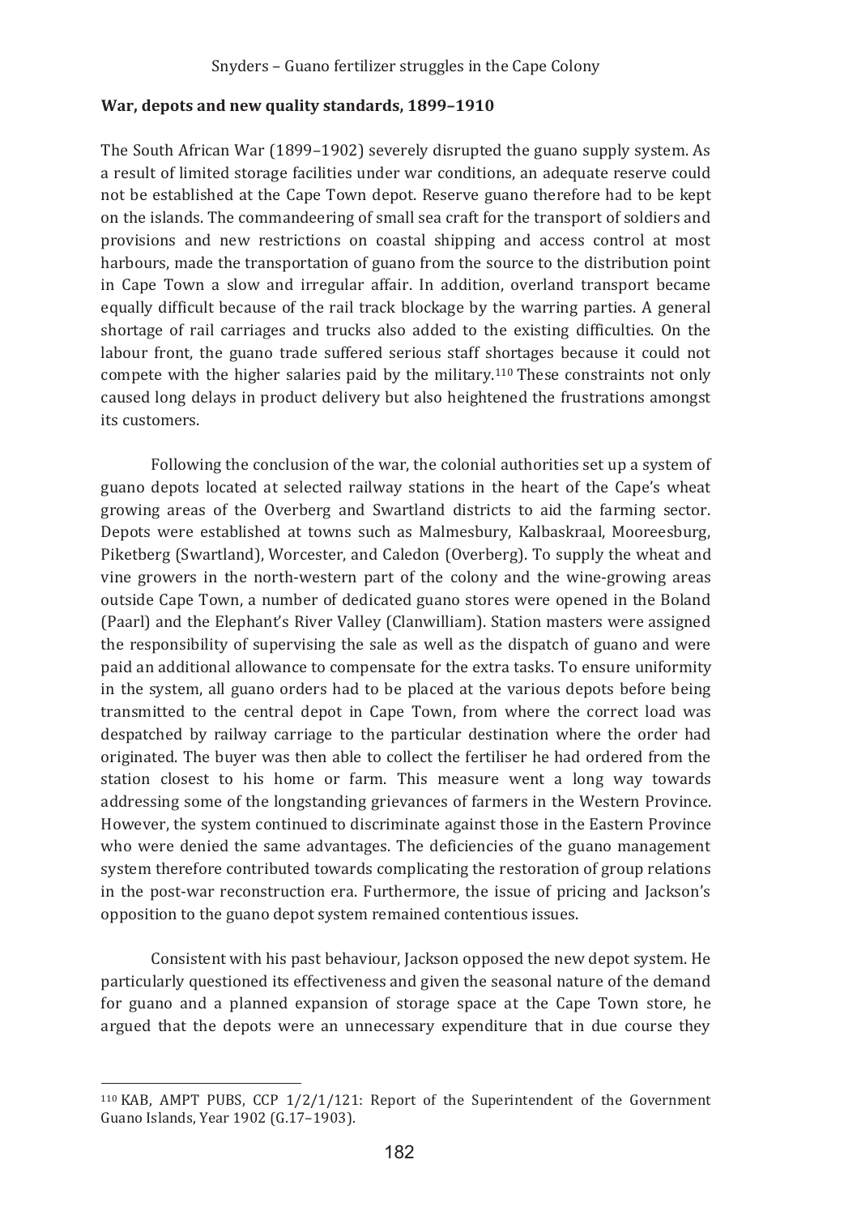## War, depots and new quality standards, 1899–1910

The South African War (1899–1902) severely disrupted the guano supply system. As a result of limited storage facilities under war conditions, an adequate reserve could not be established at the Cape Town depot. Reserve guano therefore had to be kept on the islands. The commandeering of small sea craft for the transport of soldiers and provisions and new restrictions on coastal shipping and access control at most harbours, made the transportation of guano from the source to the distribution point in Cape Town a slow and irregular affair. In addition, overland transport became equally difficult because of the rail track blockage by the warring parties. A general shortage of rail carriages and trucks also added to the existing difficulties. On the labour front, the guano trade suffered serious staff shortages because it could not compete with the higher salaries paid by the military.[110] These constraints not only caused long delays in product delivery but also heightened the frustrations amongst its customers.

Following the conclusion of the war, the colonial authorities set up a system of guano depots located at selected railway stations in the heart of the Cape's wheat growing areas of the Overberg and Swartland districts to aid the farming sector. Depots were established at towns such as Malmesbury, Kalbaskraal, Mooreesburg, Piketberg (Swartland), Worcester, and Caledon (Overberg). To supply the wheat and vine growers in the north-western part of the colony and the wine-growing areas outside Cape Town, a number of dedicated guano stores were opened in the Boland (Paarl) and the Elephant's River Valley (Clanwilliam). Station masters were assigned the responsibility of supervising the sale as well as the dispatch of guano and were paid an additional allowance to compensate for the extra tasks. To ensure uniformity in the system, all guano orders had to be placed at the various depots before being transmitted to the central depot in Cape Town, from where the correct load was despatched by railway carriage to the particular destination where the order had originated. The buyer was then able to collect the fertiliser he had ordered from the station closest to his home or farm. This measure went a long way towards addressing some of the longstanding grievances of farmers in the Western Province. However, the system continued to discriminate against those in the Eastern Province who were denied the same advantages. The deficiencies of the guano management system therefore contributed towards complicating the restoration of group relations in the post-war reconstruction era. Furthermore, the issue of pricing and Jackson's opposition to the guano depot system remained contentious issues.

Consistent with his past behaviour, Jackson opposed the new depot system. He particularly questioned its effectiveness and given the seasonal nature of the demand for guano and a planned expansion of storage space at the Cape Town store, he argued that the depots were an unnecessary expenditure that in due course they

---

[110] KAB, AMPT PUBS, CCP 1/2/1/121: Report of the Superintendent of the Government Guano Islands, Year 1902 (G.17–1903).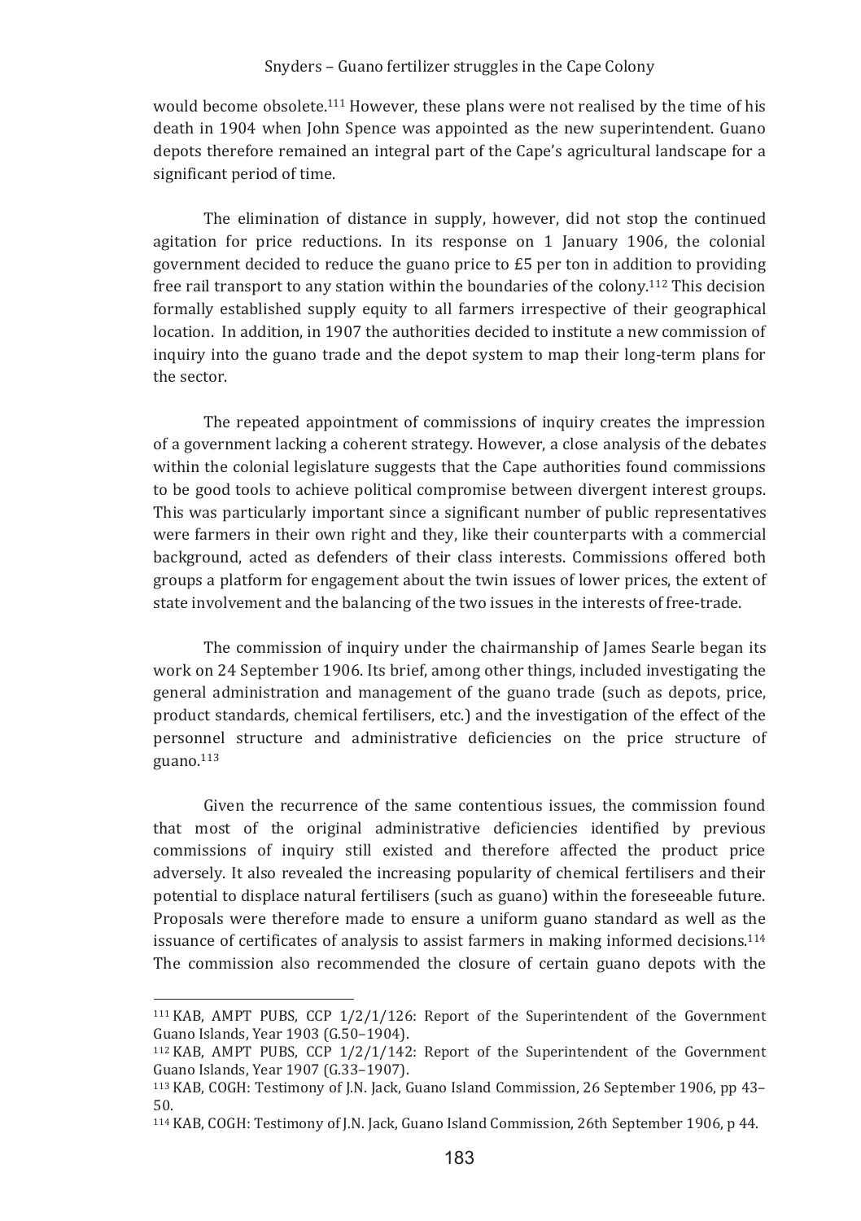would become obsolete.[111] However, these plans were not realised by the time of his death in 1904 when John Spence was appointed as the new superintendent. Guano depots therefore remained an integral part of the Cape's agricultural landscape for a significant period of time.

The elimination of distance in supply, however, did not stop the continued agitation for price reductions. In its response on 1 January 1906, the colonial government decided to reduce the guano price to £5 per ton in addition to providing free rail transport to any station within the boundaries of the colony.[112] This decision formally established supply equity to all farmers irrespective of their geographical location. In addition, in 1907 the authorities decided to institute a new commission of inquiry into the guano trade and the depot system to map their long-term plans for the sector.

The repeated appointment of commissions of inquiry creates the impression of a government lacking a coherent strategy. However, a close analysis of the debates within the colonial legislature suggests that the Cape authorities found commissions to be good tools to achieve political compromise between divergent interest groups. This was particularly important since a significant number of public representatives were farmers in their own right and they, like their counterparts with a commercial background, acted as defenders of their class interests. Commissions offered both groups a platform for engagement about the twin issues of lower prices, the extent of state involvement and the balancing of the two issues in the interests of free-trade.

The commission of inquiry under the chairmanship of James Searle began its work on 24 September 1906. Its brief, among other things, included investigating the general administration and management of the guano trade (such as depots, price, product standards, chemical fertilisers, etc.) and the investigation of the effect of the personnel structure and administrative deficiencies on the price structure of guano.[113]

Given the recurrence of the same contentious issues, the commission found that most of the original administrative deficiencies identified by previous commissions of inquiry still existed and therefore affected the product price adversely. It also revealed the increasing popularity of chemical fertilisers and their potential to displace natural fertilisers (such as guano) within the foreseeable future. Proposals were therefore made to ensure a uniform guano standard as well as the issuance of certificates of analysis to assist farmers in making informed decisions.[114] The commission also recommended the closure of certain guano depots with the

---

[111] KAB, AMPT PUBS, CCP 1/2/1/126: Report of the Superintendent of the Government Guano Islands, Year 1903 (G.50–1904).

[112] KAB, AMPT PUBS, CCP 1/2/1/142: Report of the Superintendent of the Government Guano Islands, Year 1907 (G.33–1907).

[113] KAB, COGH: Testimony of J.N. Jack, Guano Island Commission, 26 September 1906, pp 43–50.

[114] KAB, COGH: Testimony of J.N. Jack, Guano Island Commission, 26th September 1906, p 44.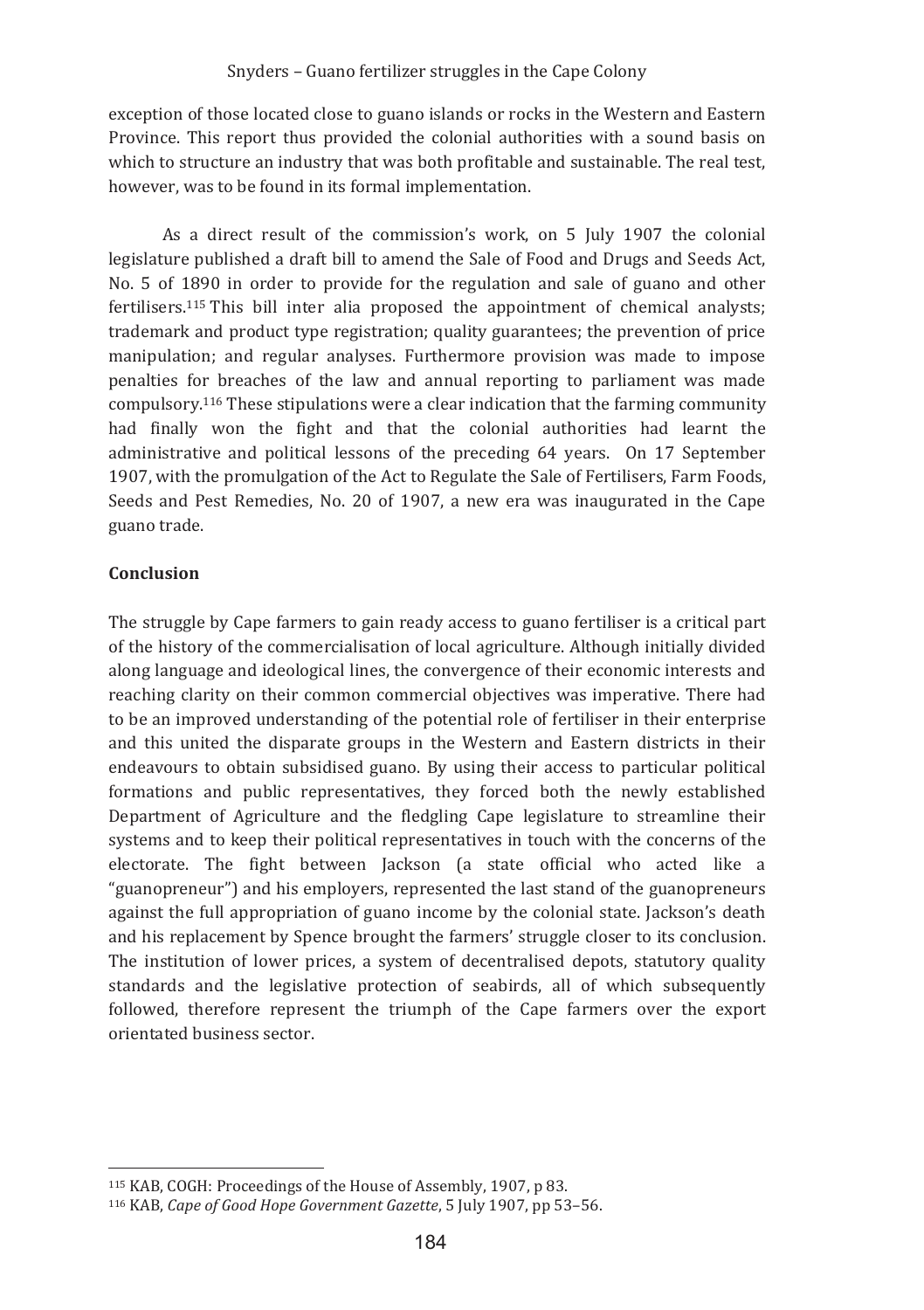exception of those located close to guano islands or rocks in the Western and Eastern Province. This report thus provided the colonial authorities with a sound basis on which to structure an industry that was both profitable and sustainable. The real test, however, was to be found in its formal implementation.

As a direct result of the commission's work, on 5 July 1907 the colonial legislature published a draft bill to amend the Sale of Food and Drugs and Seeds Act, No. 5 of 1890 in order to provide for the regulation and sale of guano and other fertilisers.[115] This bill inter alia proposed the appointment of chemical analysts; trademark and product type registration; quality guarantees; the prevention of price manipulation; and regular analyses. Furthermore provision was made to impose penalties for breaches of the law and annual reporting to parliament was made compulsory.[116] These stipulations were a clear indication that the farming community had finally won the fight and that the colonial authorities had learnt the administrative and political lessons of the preceding 64 years. On 17 September 1907, with the promulgation of the Act to Regulate the Sale of Fertilisers, Farm Foods, Seeds and Pest Remedies, No. 20 of 1907, a new era was inaugurated in the Cape guano trade.

## Conclusion

The struggle by Cape farmers to gain ready access to guano fertiliser is a critical part of the history of the commercialisation of local agriculture. Although initially divided along language and ideological lines, the convergence of their economic interests and reaching clarity on their common commercial objectives was imperative. There had to be an improved understanding of the potential role of fertiliser in their enterprise and this united the disparate groups in the Western and Eastern districts in their endeavours to obtain subsidised guano. By using their access to particular political formations and public representatives, they forced both the newly established Department of Agriculture and the fledgling Cape legislature to streamline their systems and to keep their political representatives in touch with the concerns of the electorate. The fight between Jackson (a state official who acted like a "guanopreneur") and his employers, represented the last stand of the guanopreneurs against the full appropriation of guano income by the colonial state. Jackson's death and his replacement by Spence brought the farmers' struggle closer to its conclusion. The institution of lower prices, a system of decentralised depots, statutory quality standards and the legislative protection of seabirds, all of which subsequently followed, therefore represent the triumph of the Cape farmers over the export orientated business sector.

---

[115] KAB, COGH: Proceedings of the House of Assembly, 1907, p 83.

[116] KAB, *Cape of Good Hope Government Gazette*, 5 July 1907, pp 53–56.